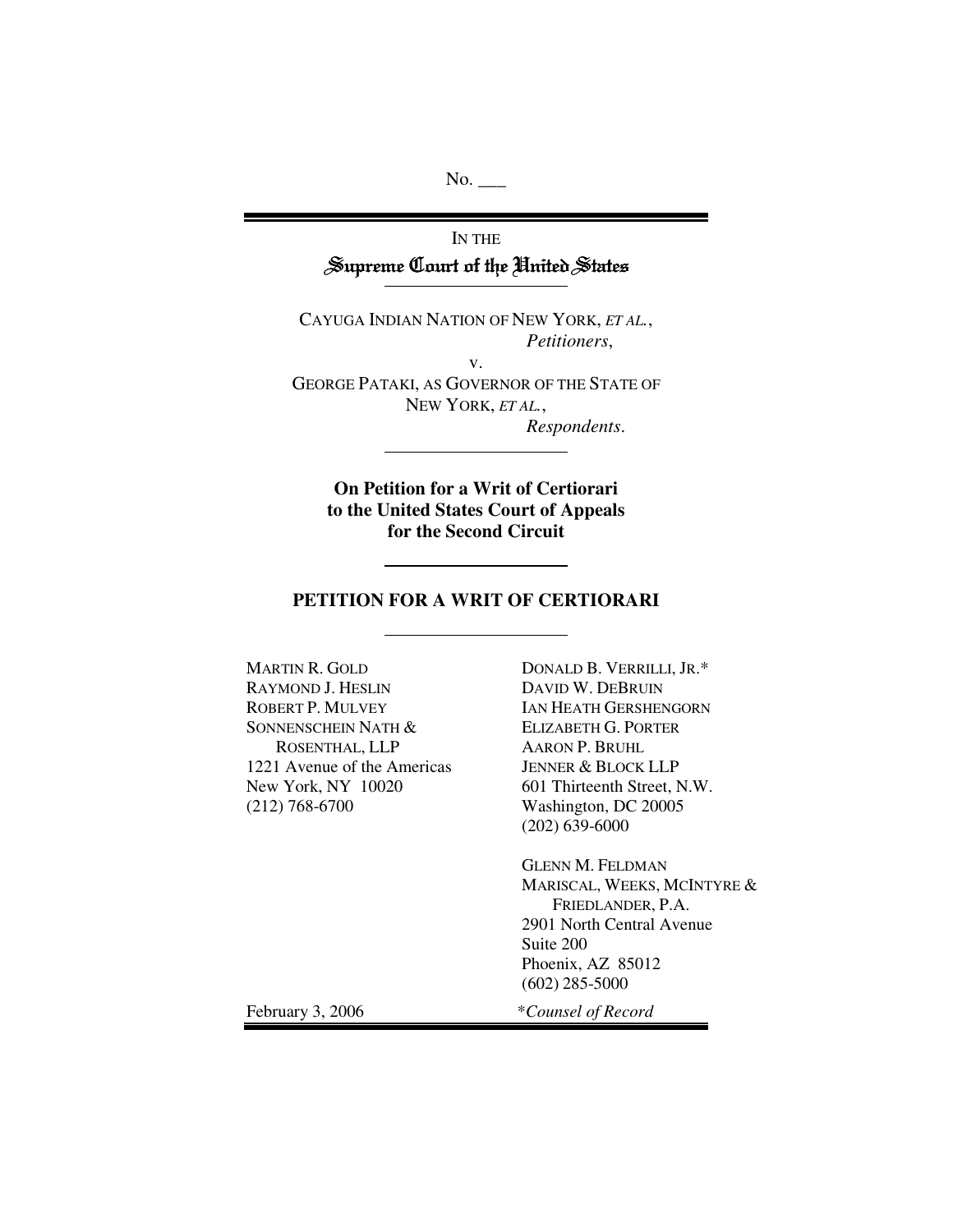No. ___

IN THE

# Supreme Court of the United States

---

CAYUGA INDIAN NATION OF NEW YORK, *ET AL.*,
*Petitioners*,

v.

GEORGE PATAKI, AS GOVERNOR OF THE STATE OF NEW YORK, *ET AL.*,
*Respondents*.

---

**On Petition for a Writ of Certiorari to the United States Court of Appeals for the Second Circuit**

---

## PETITION FOR A WRIT OF CERTIORARI

---

MARTIN R. GOLD
RAYMOND J. HESLIN
ROBERT P. MULVEY
SONNENSCHEIN NATH & ROSENTHAL, LLP
1221 Avenue of the Americas
New York, NY 10020
(212) 768-6700

DONALD B. VERRILLI, JR.*
DAVID W. DEBRUIN
IAN HEATH GERSHENGORN
ELIZABETH G. PORTER
AARON P. BRUHL
JENNER & BLOCK LLP
601 Thirteenth Street, N.W.
Washington, DC 20005
(202) 639-6000

GLENN M. FELDMAN
MARISCAL, WEEKS, MCINTYRE & FRIEDLANDER, P.A.
2901 North Central Avenue
Suite 200
Phoenix, AZ 85012
(602) 285-5000

February 3, 2006

*\*Counsel of Record*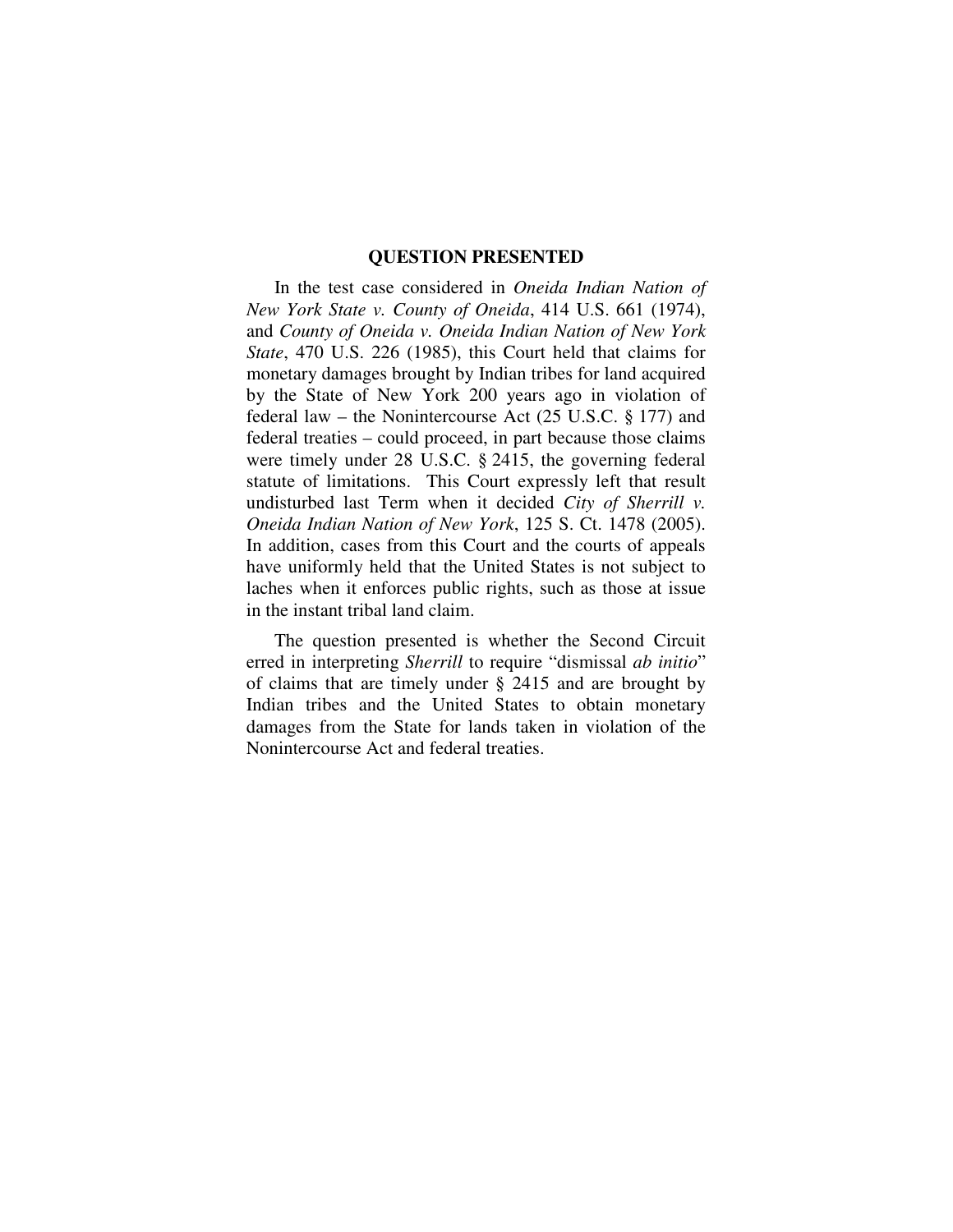## QUESTION PRESENTED

In the test case considered in *Oneida Indian Nation of New York State v. County of Oneida*, 414 U.S. 661 (1974), and *County of Oneida v. Oneida Indian Nation of New York State*, 470 U.S. 226 (1985), this Court held that claims for monetary damages brought by Indian tribes for land acquired by the State of New York 200 years ago in violation of federal law – the Nonintercourse Act (25 U.S.C. § 177) and federal treaties – could proceed, in part because those claims were timely under 28 U.S.C. § 2415, the governing federal statute of limitations. This Court expressly left that result undisturbed last Term when it decided *City of Sherrill v. Oneida Indian Nation of New York*, 125 S. Ct. 1478 (2005). In addition, cases from this Court and the courts of appeals have uniformly held that the United States is not subject to laches when it enforces public rights, such as those at issue in the instant tribal land claim.

The question presented is whether the Second Circuit erred in interpreting *Sherrill* to require "dismissal *ab initio*" of claims that are timely under § 2415 and are brought by Indian tribes and the United States to obtain monetary damages from the State for lands taken in violation of the Nonintercourse Act and federal treaties.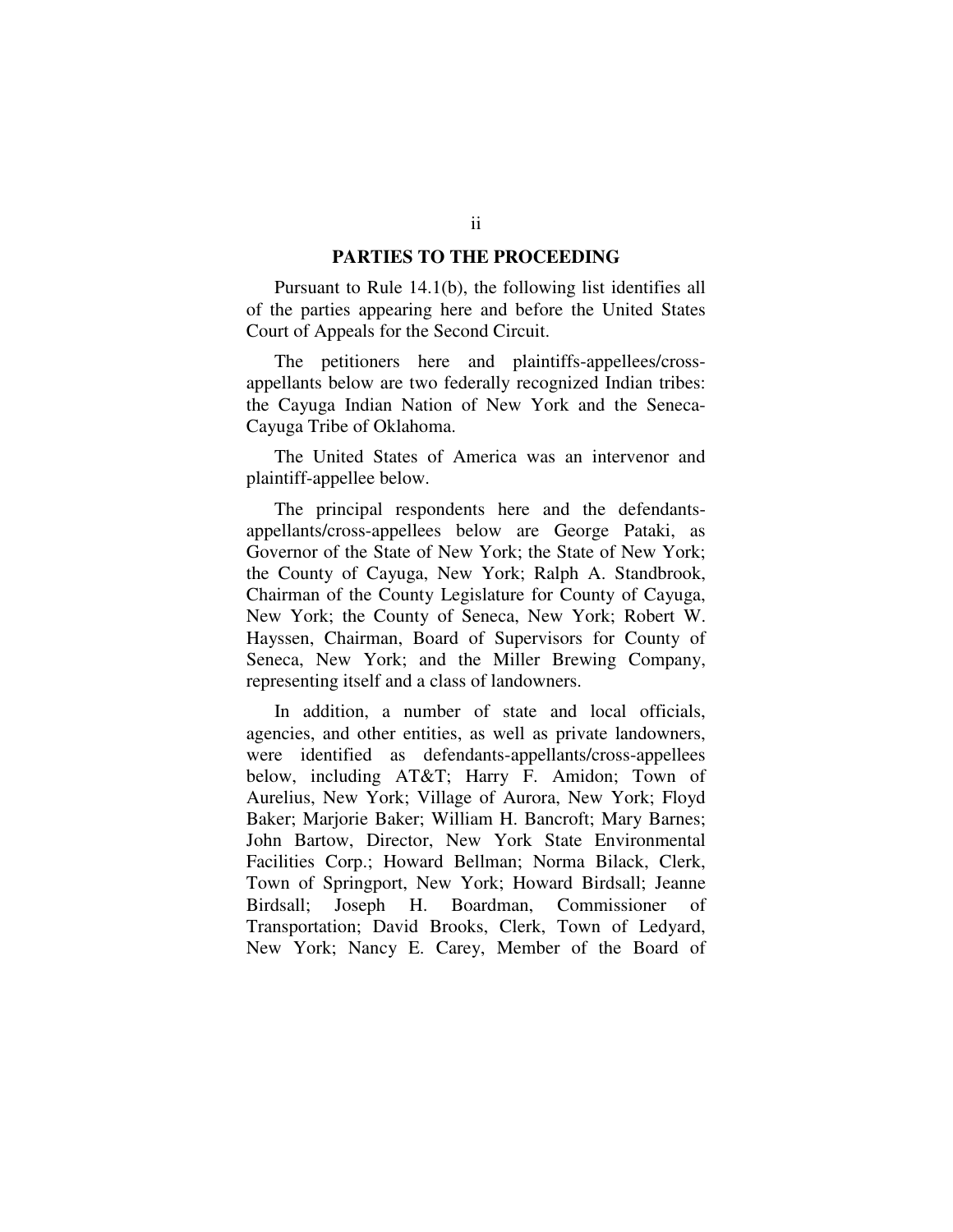## PARTIES TO THE PROCEEDING

Pursuant to Rule 14.1(b), the following list identifies all of the parties appearing here and before the United States Court of Appeals for the Second Circuit.

The petitioners here and plaintiffs-appellees/cross-appellants below are two federally recognized Indian tribes: the Cayuga Indian Nation of New York and the Seneca-Cayuga Tribe of Oklahoma.

The United States of America was an intervenor and plaintiff-appellee below.

The principal respondents here and the defendants-appellants/cross-appellees below are George Pataki, as Governor of the State of New York; the State of New York; the County of Cayuga, New York; Ralph A. Standbrook, Chairman of the County Legislature for County of Cayuga, New York; the County of Seneca, New York; Robert W. Hayssen, Chairman, Board of Supervisors for County of Seneca, New York; and the Miller Brewing Company, representing itself and a class of landowners.

In addition, a number of state and local officials, agencies, and other entities, as well as private landowners, were identified as defendants-appellants/cross-appellees below, including AT&T; Harry F. Amidon; Town of Aurelius, New York; Village of Aurora, New York; Floyd Baker; Marjorie Baker; William H. Bancroft; Mary Barnes; John Bartow, Director, New York State Environmental Facilities Corp.; Howard Bellman; Norma Bilack, Clerk, Town of Springport, New York; Howard Birdsall; Jeanne Birdsall; Joseph H. Boardman, Commissioner of Transportation; David Brooks, Clerk, Town of Ledyard, New York; Nancy E. Carey, Member of the Board of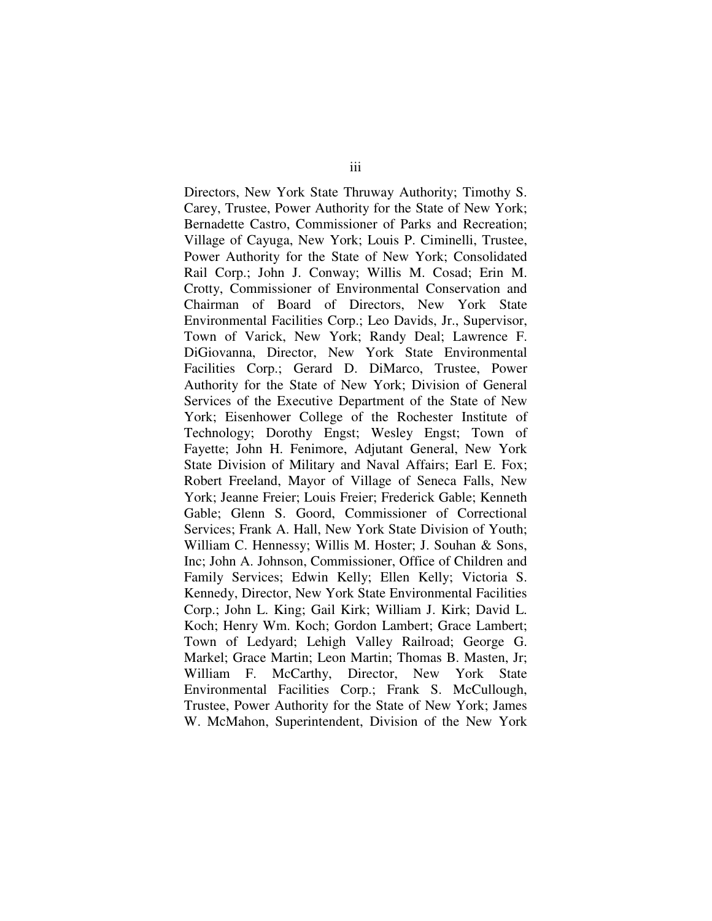Directors, New York State Thruway Authority; Timothy S. Carey, Trustee, Power Authority for the State of New York; Bernadette Castro, Commissioner of Parks and Recreation; Village of Cayuga, New York; Louis P. Ciminelli, Trustee, Power Authority for the State of New York; Consolidated Rail Corp.; John J. Conway; Willis M. Cosad; Erin M. Crotty, Commissioner of Environmental Conservation and Chairman of Board of Directors, New York State Environmental Facilities Corp.; Leo Davids, Jr., Supervisor, Town of Varick, New York; Randy Deal; Lawrence F. DiGiovanna, Director, New York State Environmental Facilities Corp.; Gerard D. DiMarco, Trustee, Power Authority for the State of New York; Division of General Services of the Executive Department of the State of New York; Eisenhower College of the Rochester Institute of Technology; Dorothy Engst; Wesley Engst; Town of Fayette; John H. Fenimore, Adjutant General, New York State Division of Military and Naval Affairs; Earl E. Fox; Robert Freeland, Mayor of Village of Seneca Falls, New York; Jeanne Freier; Louis Freier; Frederick Gable; Kenneth Gable; Glenn S. Goord, Commissioner of Correctional Services; Frank A. Hall, New York State Division of Youth; William C. Hennessy; Willis M. Hoster; J. Souhan & Sons, Inc; John A. Johnson, Commissioner, Office of Children and Family Services; Edwin Kelly; Ellen Kelly; Victoria S. Kennedy, Director, New York State Environmental Facilities Corp.; John L. King; Gail Kirk; William J. Kirk; David L. Koch; Henry Wm. Koch; Gordon Lambert; Grace Lambert; Town of Ledyard; Lehigh Valley Railroad; George G. Markel; Grace Martin; Leon Martin; Thomas B. Masten, Jr; William F. McCarthy, Director, New York State Environmental Facilities Corp.; Frank S. McCullough, Trustee, Power Authority for the State of New York; James W. McMahon, Superintendent, Division of the New York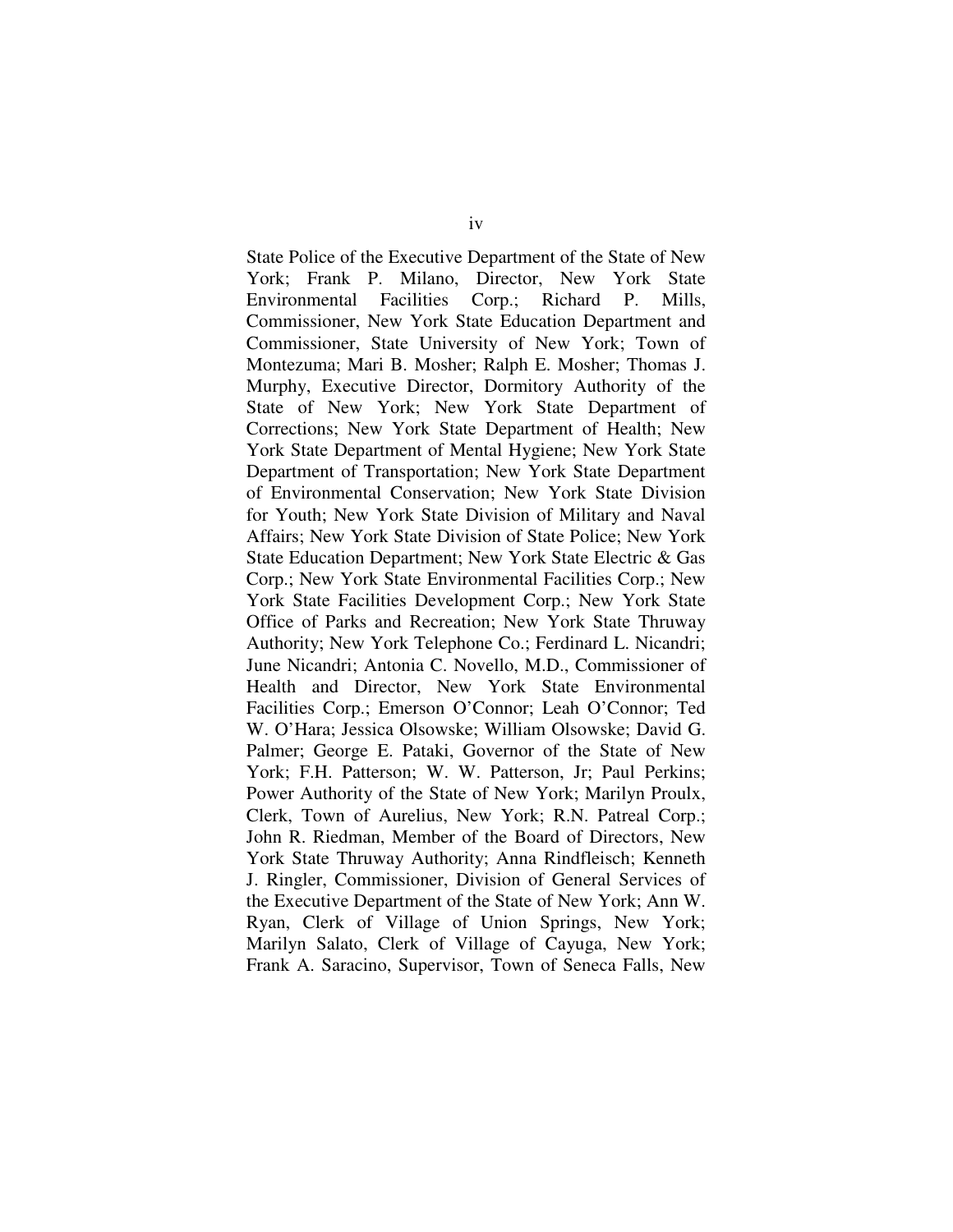State Police of the Executive Department of the State of New York; Frank P. Milano, Director, New York State Environmental Facilities Corp.; Richard P. Mills, Commissioner, New York State Education Department and Commissioner, State University of New York; Town of Montezuma; Mari B. Mosher; Ralph E. Mosher; Thomas J. Murphy, Executive Director, Dormitory Authority of the State of New York; New York State Department of Corrections; New York State Department of Health; New York State Department of Mental Hygiene; New York State Department of Transportation; New York State Department of Environmental Conservation; New York State Division for Youth; New York State Division of Military and Naval Affairs; New York State Division of State Police; New York State Education Department; New York State Electric & Gas Corp.; New York State Environmental Facilities Corp.; New York State Facilities Development Corp.; New York State Office of Parks and Recreation; New York State Thruway Authority; New York Telephone Co.; Ferdinard L. Nicandri; June Nicandri; Antonia C. Novello, M.D., Commissioner of Health and Director, New York State Environmental Facilities Corp.; Emerson O'Connor; Leah O'Connor; Ted W. O'Hara; Jessica Olsowske; William Olsowske; David G. Palmer; George E. Pataki, Governor of the State of New York; F.H. Patterson; W. W. Patterson, Jr; Paul Perkins; Power Authority of the State of New York; Marilyn Proulx, Clerk, Town of Aurelius, New York; R.N. Patreal Corp.; John R. Riedman, Member of the Board of Directors, New York State Thruway Authority; Anna Rindfleisch; Kenneth J. Ringler, Commissioner, Division of General Services of the Executive Department of the State of New York; Ann W. Ryan, Clerk of Village of Union Springs, New York; Marilyn Salato, Clerk of Village of Cayuga, New York; Frank A. Saracino, Supervisor, Town of Seneca Falls, New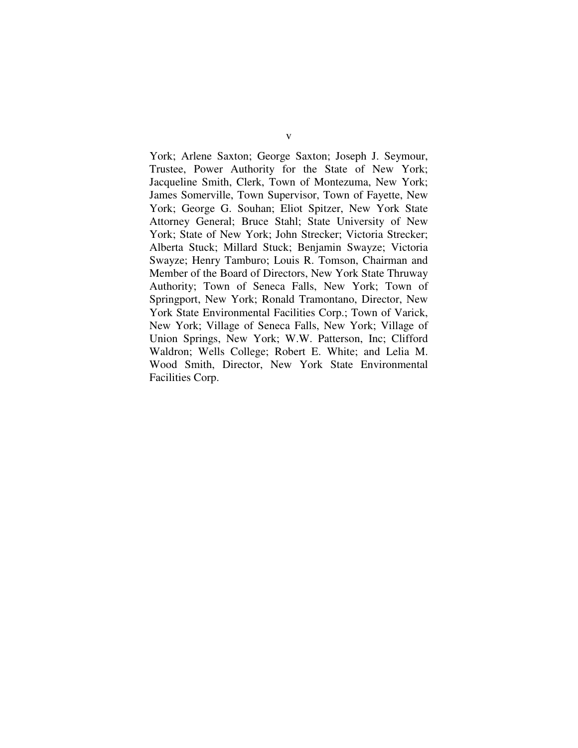York; Arlene Saxton; George Saxton; Joseph J. Seymour, Trustee, Power Authority for the State of New York; Jacqueline Smith, Clerk, Town of Montezuma, New York; James Somerville, Town Supervisor, Town of Fayette, New York; George G. Souhan; Eliot Spitzer, New York State Attorney General; Bruce Stahl; State University of New York; State of New York; John Strecker; Victoria Strecker; Alberta Stuck; Millard Stuck; Benjamin Swayze; Victoria Swayze; Henry Tamburo; Louis R. Tomson, Chairman and Member of the Board of Directors, New York State Thruway Authority; Town of Seneca Falls, New York; Town of Springport, New York; Ronald Tramontano, Director, New York State Environmental Facilities Corp.; Town of Varick, New York; Village of Seneca Falls, New York; Village of Union Springs, New York; W.W. Patterson, Inc; Clifford Waldron; Wells College; Robert E. White; and Lelia M. Wood Smith, Director, New York State Environmental Facilities Corp.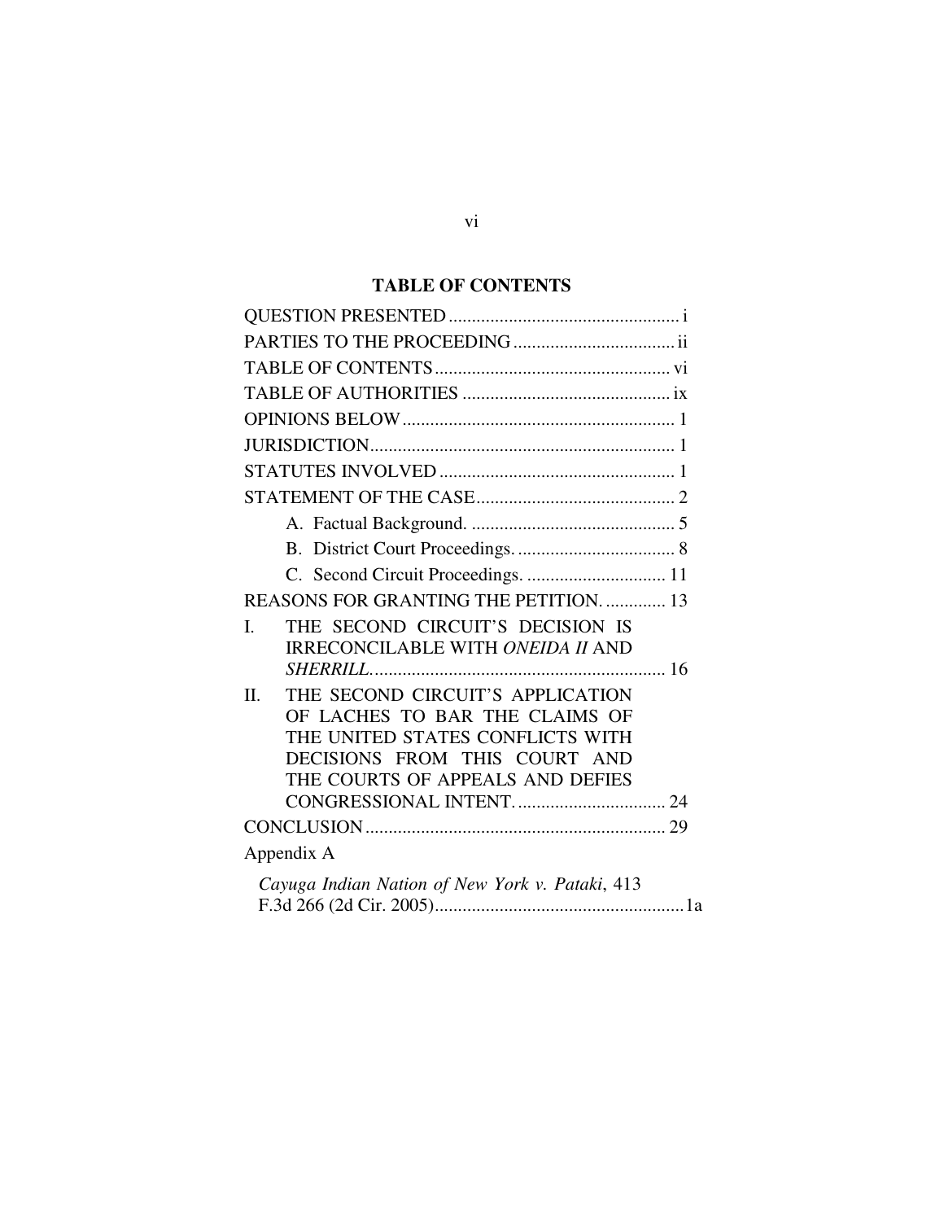## TABLE OF CONTENTS

QUESTION PRESENTED .................................................. i

PARTIES TO THE PROCEEDING .................................. ii

TABLE OF CONTENTS .................................................. vi

TABLE OF AUTHORITIES ............................................ ix

OPINIONS BELOW .......................................................... 1

JURISDICTION ................................................................ 1

STATUTES INVOLVED .................................................. 1

STATEMENT OF THE CASE .......................................... 2

- A. Factual Background. ............................................ 5
- B. District Court Proceedings. .................................. 8
- C. Second Circuit Proceedings. .............................. 11

REASONS FOR GRANTING THE PETITION. ............. 13

I. THE SECOND CIRCUIT'S DECISION IS IRRECONCILABLE WITH *ONEIDA II* AND *SHERRILL*. ............................................................... 16

II. THE SECOND CIRCUIT'S APPLICATION OF LACHES TO BAR THE CLAIMS OF THE UNITED STATES CONFLICTS WITH DECISIONS FROM THIS COURT AND THE COURTS OF APPEALS AND DEFIES CONGRESSIONAL INTENT. ................................ 24

CONCLUSION ................................................................. 29

Appendix A

*Cayuga Indian Nation of New York v. Pataki*, 413 F.3d 266 (2d Cir. 2005) ...................................................... 1a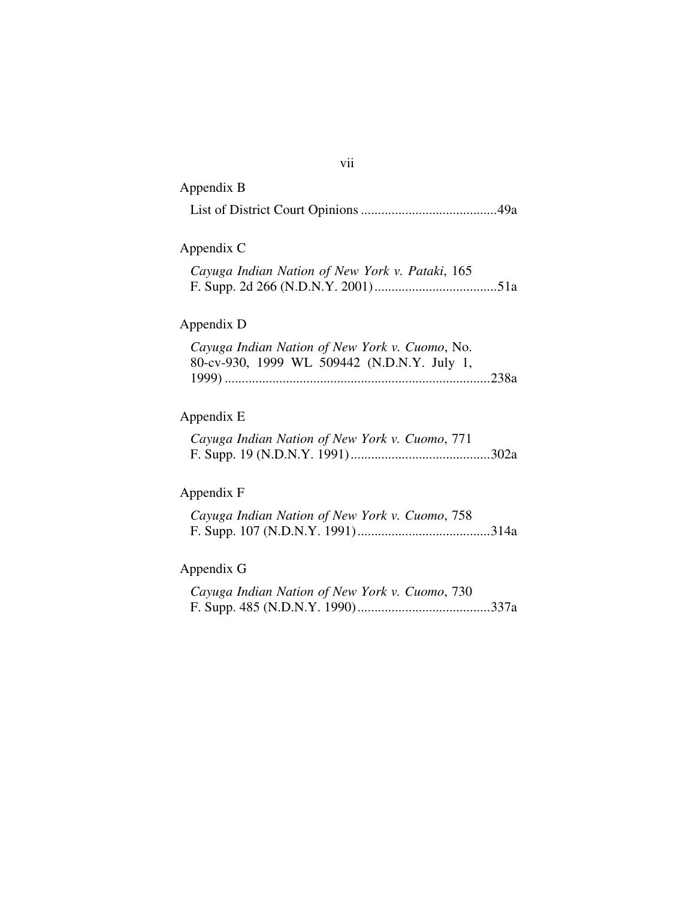Appendix B

List of District Court Opinions ........................................49a

Appendix C

*Cayuga Indian Nation of New York v. Pataki*, 165 F. Supp. 2d 266 (N.D.N.Y. 2001)....................................51a

Appendix D

*Cayuga Indian Nation of New York v. Cuomo*, No. 80-cv-930, 1999 WL 509442 (N.D.N.Y. July 1, 1999) .............................................................................238a

Appendix E

*Cayuga Indian Nation of New York v. Cuomo*, 771 F. Supp. 19 (N.D.N.Y. 1991).........................................302a

Appendix F

*Cayuga Indian Nation of New York v. Cuomo*, 758 F. Supp. 107 (N.D.N.Y. 1991).......................................314a

Appendix G

*Cayuga Indian Nation of New York v. Cuomo*, 730 F. Supp. 485 (N.D.N.Y. 1990).......................................337a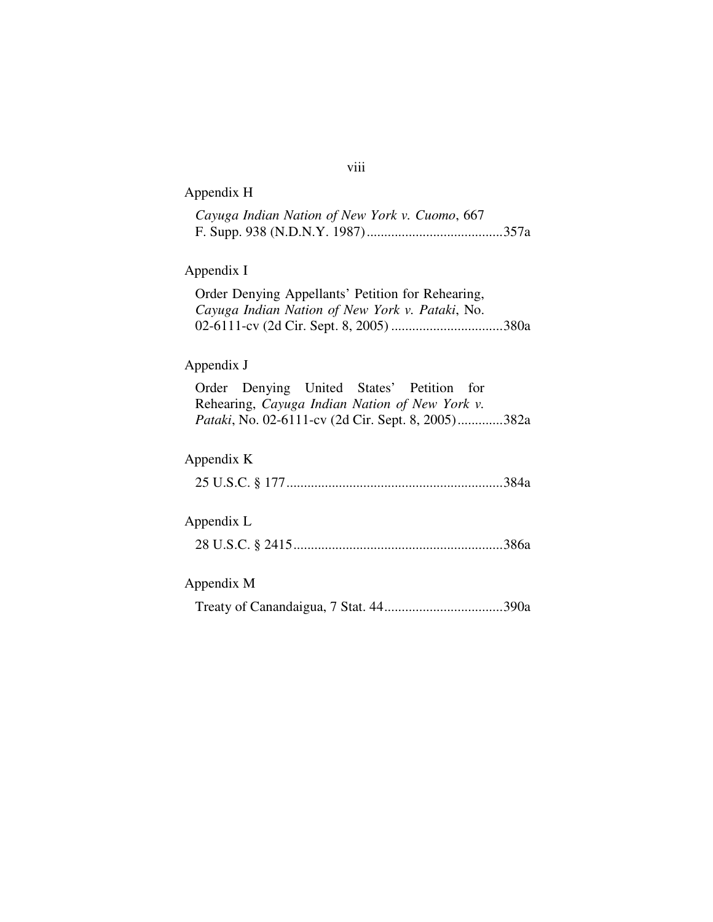Appendix H

*Cayuga Indian Nation of New York v. Cuomo*, 667 F. Supp. 938 (N.D.N.Y. 1987) .......................................357a

Appendix I

Order Denying Appellants' Petition for Rehearing, *Cayuga Indian Nation of New York v. Pataki*, No. 02-6111-cv (2d Cir. Sept. 8, 2005) ................................380a

Appendix J

Order Denying United States' Petition for Rehearing, *Cayuga Indian Nation of New York v. Pataki*, No. 02-6111-cv (2d Cir. Sept. 8, 2005).............382a

Appendix K

25 U.S.C. § 177.............................................................384a

Appendix L

28 U.S.C. § 2415...........................................................386a

Appendix M

Treaty of Canandaigua, 7 Stat. 44..................................390a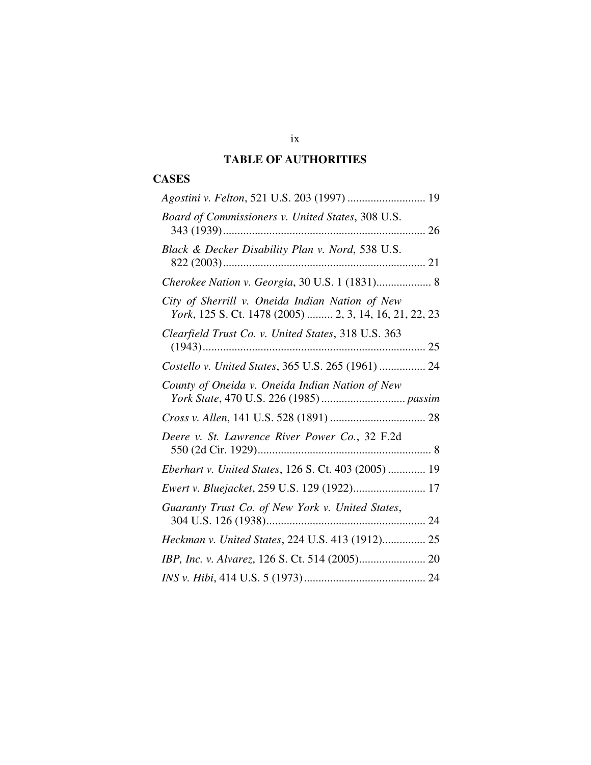# TABLE OF AUTHORITIES

## CASES

*Agostini v. Felton*, 521 U.S. 203 (1997) ........................... 19

*Board of Commissioners v. United States*, 308 U.S. 343 (1939)...................................................................... 26

*Black & Decker Disability Plan v. Nord*, 538 U.S. 822 (2003)...................................................................... 21

*Cherokee Nation v. Georgia*, 30 U.S. 1 (1831)................... 8

*City of Sherrill v. Oneida Indian Nation of New York*, 125 S. Ct. 1478 (2005) ......... 2, 3, 14, 16, 21, 22, 23

*Clearfield Trust Co. v. United States*, 318 U.S. 363 (1943)............................................................................. 25

*Costello v. United States*, 365 U.S. 265 (1961) ................ 24

*County of Oneida v. Oneida Indian Nation of New York State*, 470 U.S. 226 (1985) ............................ *passim*

*Cross v. Allen*, 141 U.S. 528 (1891) ................................. 28

*Deere v. St. Lawrence River Power Co.*, 32 F.2d 550 (2d Cir. 1929)............................................................ 8

*Eberhart v. United States*, 126 S. Ct. 403 (2005) ............. 19

*Ewert v. Bluejacket*, 259 U.S. 129 (1922)......................... 17

*Guaranty Trust Co. of New York v. United States*, 304 U.S. 126 (1938)....................................................... 24

*Heckman v. United States*, 224 U.S. 413 (1912)............... 25

*IBP, Inc. v. Alvarez*, 126 S. Ct. 514 (2005)....................... 20

*INS v. Hibi*, 414 U.S. 5 (1973).......................................... 24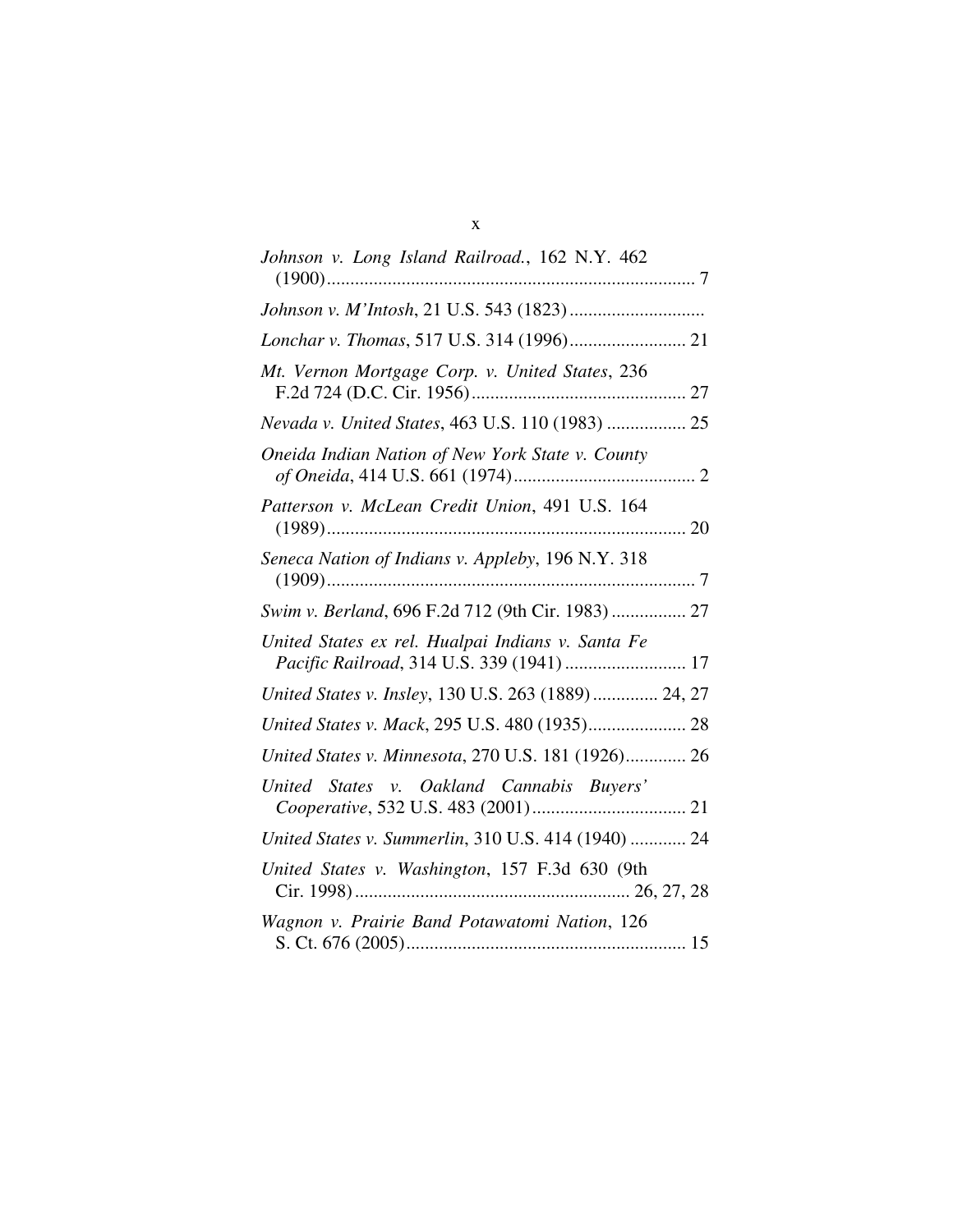*Johnson v. Long Island Railroad.*, 162 N.Y. 462 (1900)................................................................................ 7

*Johnson v. M'Intosh*, 21 U.S. 543 (1823) .............................

*Lonchar v. Thomas*, 517 U.S. 314 (1996)......................... 21

*Mt. Vernon Mortgage Corp. v. United States*, 236 F.2d 724 (D.C. Cir. 1956).............................................. 27

*Nevada v. United States*, 463 U.S. 110 (1983) ................. 25

*Oneida Indian Nation of New York State v. County of Oneida*, 414 U.S. 661 (1974)....................................... 2

*Patterson v. McLean Credit Union*, 491 U.S. 164 (1989)............................................................................. 20

*Seneca Nation of Indians v. Appleby*, 196 N.Y. 318 (1909)................................................................................ 7

*Swim v. Berland*, 696 F.2d 712 (9th Cir. 1983) ................ 27

*United States ex rel. Hualpai Indians v. Santa Fe Pacific Railroad*, 314 U.S. 339 (1941) .......................... 17

*United States v. Insley*, 130 U.S. 263 (1889) .............. 24, 27

*United States v. Mack*, 295 U.S. 480 (1935)..................... 28

*United States v. Minnesota*, 270 U.S. 181 (1926)............. 26

*United States v. Oakland Cannabis Buyers' Cooperative*, 532 U.S. 483 (2001)................................. 21

*United States v. Summerlin*, 310 U.S. 414 (1940) ............ 24

*United States v. Washington*, 157 F.3d 630 (9th Cir. 1998)........................................................... 26, 27, 28

*Wagnon v. Prairie Band Potawatomi Nation*, 126 S. Ct. 676 (2005)............................................................ 15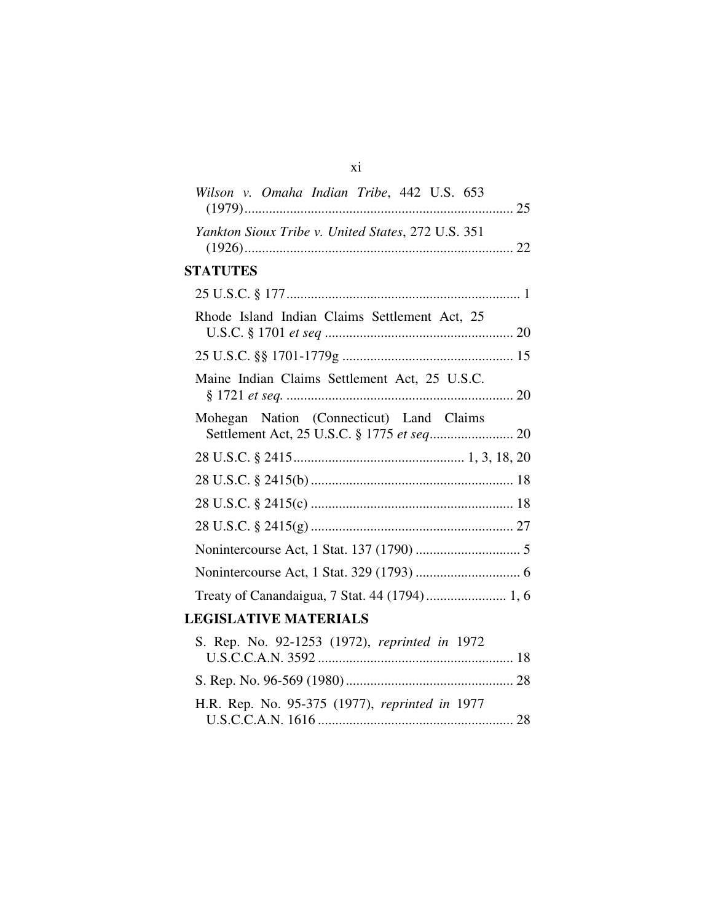*Wilson v. Omaha Indian Tribe*, 442 U.S. 653 (1979)............................................................................ 25

*Yankton Sioux Tribe v. United States*, 272 U.S. 351 (1926)............................................................................ 22

## STATUTES

25 U.S.C. § 177.................................................................. 1

Rhode Island Indian Claims Settlement Act, 25 U.S.C. § 1701 *et seq* ...................................................... 20

25 U.S.C. §§ 1701-1779g ................................................. 15

Maine Indian Claims Settlement Act, 25 U.S.C. § 1721 *et seq.* ................................................................. 20

Mohegan Nation (Connecticut) Land Claims Settlement Act, 25 U.S.C. § 1775 *et seq*........................ 20

28 U.S.C. § 2415................................................. 1, 3, 18, 20

28 U.S.C. § 2415(b) .......................................................... 18

28 U.S.C. § 2415(c) .......................................................... 18

28 U.S.C. § 2415(g) .......................................................... 27

Nonintercourse Act, 1 Stat. 137 (1790) .............................. 5

Nonintercourse Act, 1 Stat. 329 (1793) .............................. 6

Treaty of Canandaigua, 7 Stat. 44 (1794)....................... 1, 6

## LEGISLATIVE MATERIALS

S. Rep. No. 92-1253 (1972), *reprinted in* 1972 U.S.C.C.A.N. 3592 ........................................................ 18

S. Rep. No. 96-569 (1980) ................................................ 28

H.R. Rep. No. 95-375 (1977), *reprinted in* 1977 U.S.C.C.A.N. 1616 ........................................................ 28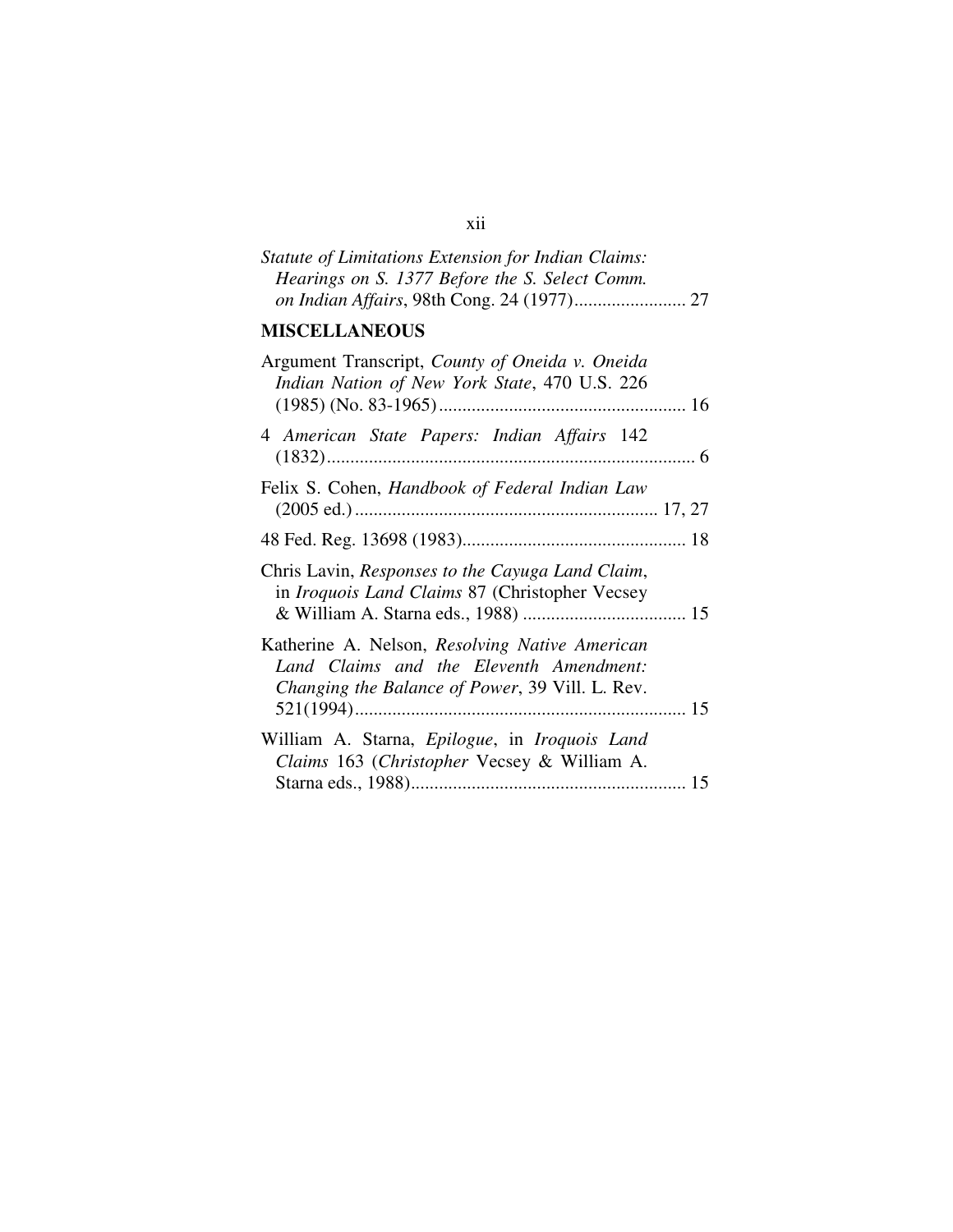*Statute of Limitations Extension for Indian Claims: Hearings on S. 1377 Before the S. Select Comm. on Indian Affairs*, 98th Cong. 24 (1977)........................ 27

**MISCELLANEOUS**

Argument Transcript, *County of Oneida v. Oneida Indian Nation of New York State*, 470 U.S. 226 (1985) (No. 83-1965)..................................................... 16

4 *American State Papers: Indian Affairs* 142 (1832)............................................................................... 6

Felix S. Cohen, *Handbook of Federal Indian Law* (2005 ed.)................................................................. 17, 27

48 Fed. Reg. 13698 (1983)................................................ 18

Chris Lavin, *Responses to the Cayuga Land Claim*, in *Iroquois Land Claims* 87 (Christopher Vecsey & William A. Starna eds., 1988) ................................... 15

Katherine A. Nelson, *Resolving Native American Land Claims and the Eleventh Amendment: Changing the Balance of Power*, 39 Vill. L. Rev. 521(1994)....................................................................... 15

William A. Starna, *Epilogue*, in *Iroquois Land Claims* 163 (*Christopher* Vecsey & William A. Starna eds., 1988)........................................................... 15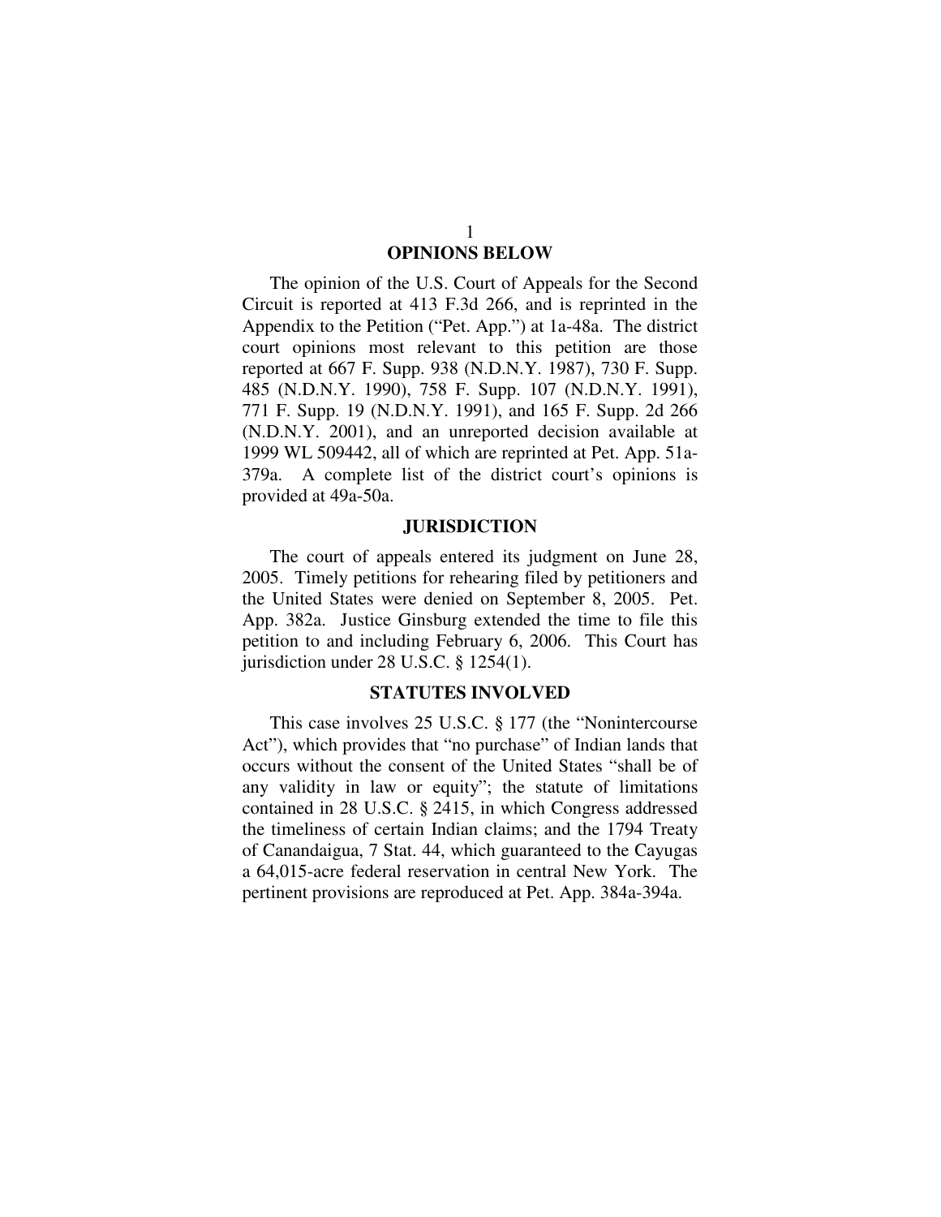## OPINIONS BELOW

The opinion of the U.S. Court of Appeals for the Second Circuit is reported at 413 F.3d 266, and is reprinted in the Appendix to the Petition ("Pet. App.") at 1a-48a. The district court opinions most relevant to this petition are those reported at 667 F. Supp. 938 (N.D.N.Y. 1987), 730 F. Supp. 485 (N.D.N.Y. 1990), 758 F. Supp. 107 (N.D.N.Y. 1991), 771 F. Supp. 19 (N.D.N.Y. 1991), and 165 F. Supp. 2d 266 (N.D.N.Y. 2001), and an unreported decision available at 1999 WL 509442, all of which are reprinted at Pet. App. 51a-379a. A complete list of the district court's opinions is provided at 49a-50a.

## JURISDICTION

The court of appeals entered its judgment on June 28, 2005. Timely petitions for rehearing filed by petitioners and the United States were denied on September 8, 2005. Pet. App. 382a. Justice Ginsburg extended the time to file this petition to and including February 6, 2006. This Court has jurisdiction under 28 U.S.C. § 1254(1).

## STATUTES INVOLVED

This case involves 25 U.S.C. § 177 (the "Nonintercourse Act"), which provides that "no purchase" of Indian lands that occurs without the consent of the United States "shall be of any validity in law or equity"; the statute of limitations contained in 28 U.S.C. § 2415, in which Congress addressed the timeliness of certain Indian claims; and the 1794 Treaty of Canandaigua, 7 Stat. 44, which guaranteed to the Cayugas a 64,015-acre federal reservation in central New York. The pertinent provisions are reproduced at Pet. App. 384a-394a.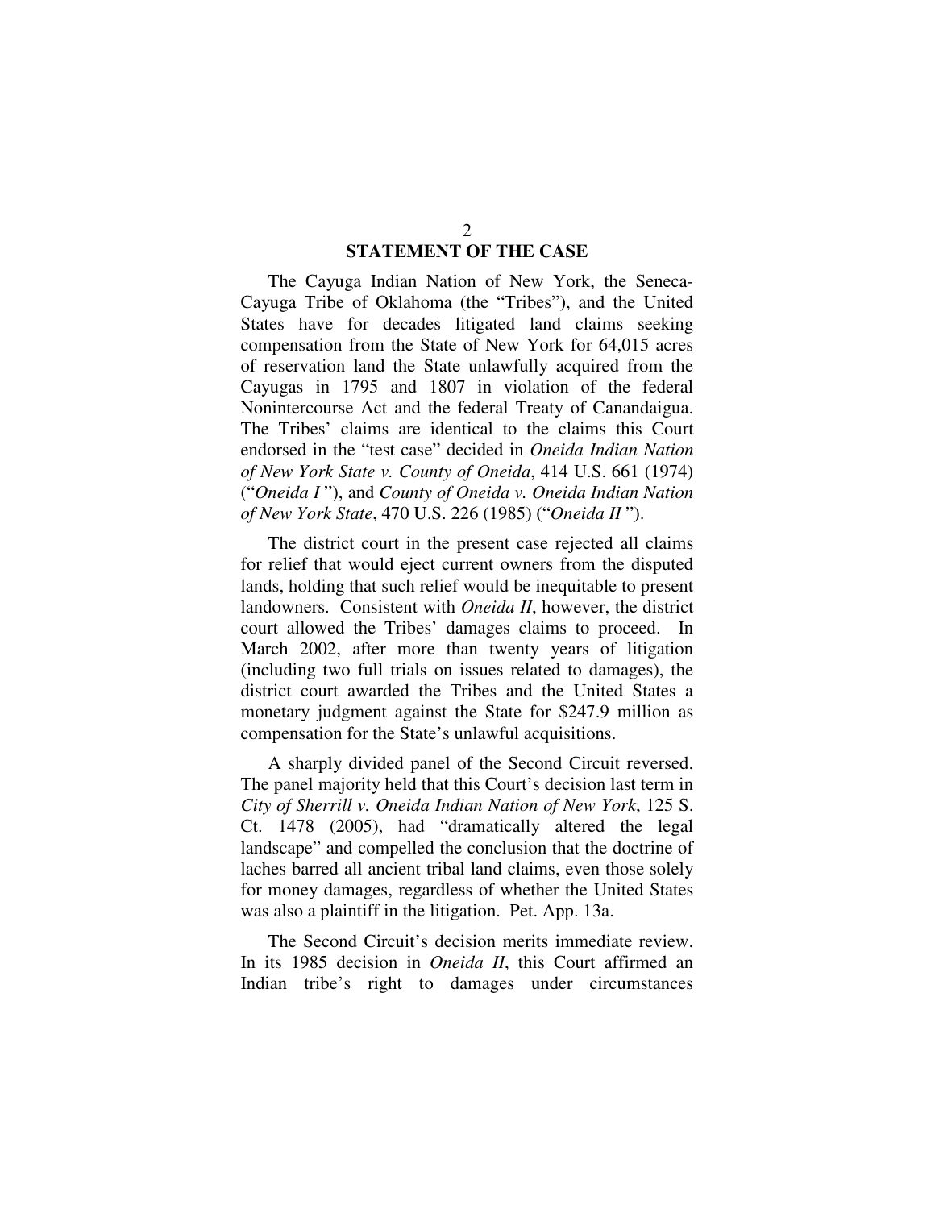## STATEMENT OF THE CASE

The Cayuga Indian Nation of New York, the Seneca-Cayuga Tribe of Oklahoma (the "Tribes"), and the United States have for decades litigated land claims seeking compensation from the State of New York for 64,015 acres of reservation land the State unlawfully acquired from the Cayugas in 1795 and 1807 in violation of the federal Nonintercourse Act and the federal Treaty of Canandaigua. The Tribes' claims are identical to the claims this Court endorsed in the "test case" decided in *Oneida Indian Nation of New York State v. County of Oneida*, 414 U.S. 661 (1974) ("*Oneida I*"), and *County of Oneida v. Oneida Indian Nation of New York State*, 470 U.S. 226 (1985) ("*Oneida II*").

The district court in the present case rejected all claims for relief that would eject current owners from the disputed lands, holding that such relief would be inequitable to present landowners. Consistent with *Oneida II*, however, the district court allowed the Tribes' damages claims to proceed. In March 2002, after more than twenty years of litigation (including two full trials on issues related to damages), the district court awarded the Tribes and the United States a monetary judgment against the State for $247.9 million as compensation for the State's unlawful acquisitions.

A sharply divided panel of the Second Circuit reversed. The panel majority held that this Court's decision last term in *City of Sherrill v. Oneida Indian Nation of New York*, 125 S. Ct. 1478 (2005), had "dramatically altered the legal landscape" and compelled the conclusion that the doctrine of laches barred all ancient tribal land claims, even those solely for money damages, regardless of whether the United States was also a plaintiff in the litigation. Pet. App. 13a.

The Second Circuit's decision merits immediate review. In its 1985 decision in *Oneida II*, this Court affirmed an Indian tribe's right to damages under circumstances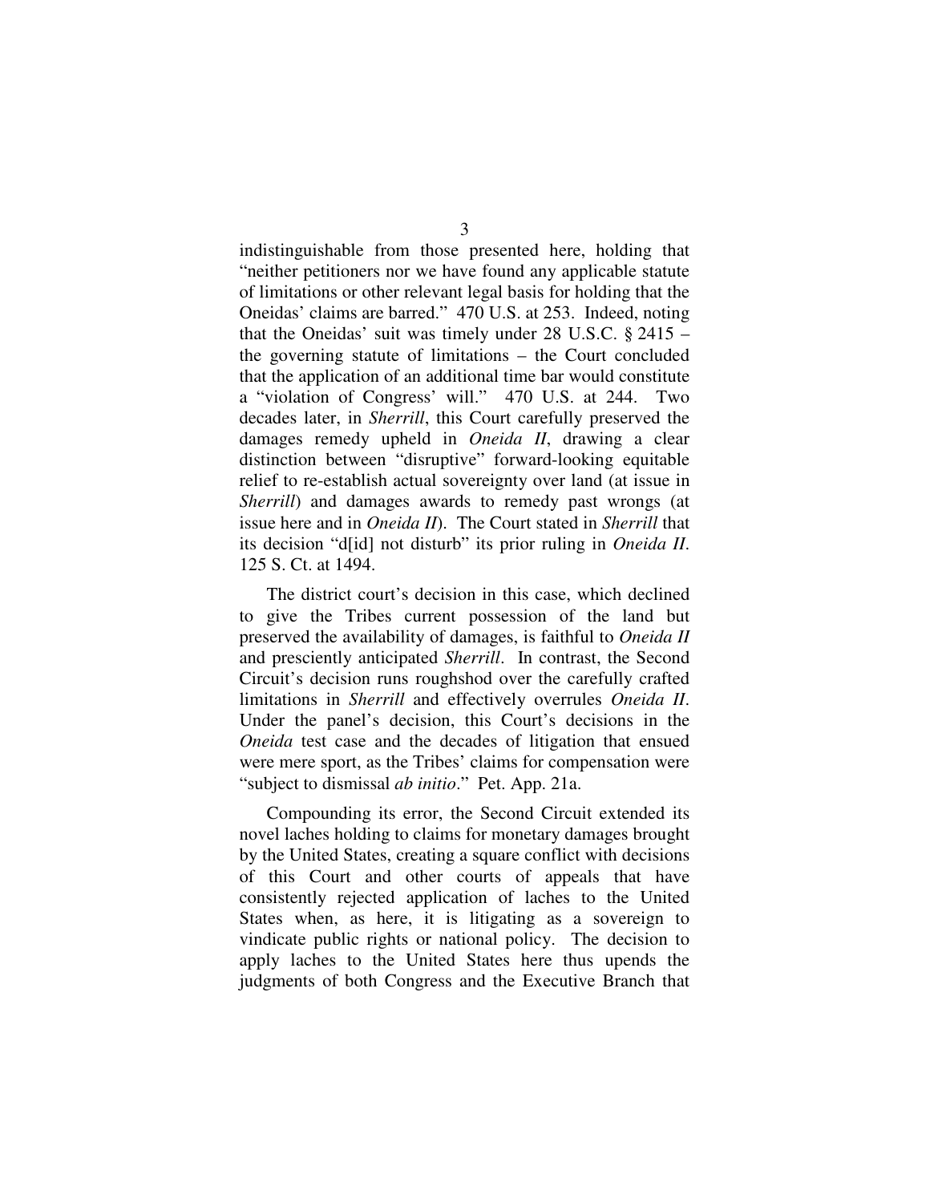indistinguishable from those presented here, holding that "neither petitioners nor we have found any applicable statute of limitations or other relevant legal basis for holding that the Oneidas' claims are barred." 470 U.S. at 253. Indeed, noting that the Oneidas' suit was timely under 28 U.S.C. § 2415 – the governing statute of limitations – the Court concluded that the application of an additional time bar would constitute a "violation of Congress' will." 470 U.S. at 244. Two decades later, in *Sherrill*, this Court carefully preserved the damages remedy upheld in *Oneida II*, drawing a clear distinction between "disruptive" forward-looking equitable relief to re-establish actual sovereignty over land (at issue in *Sherrill*) and damages awards to remedy past wrongs (at issue here and in *Oneida II*). The Court stated in *Sherrill* that its decision "d[id] not disturb" its prior ruling in *Oneida II*. 125 S. Ct. at 1494.

The district court's decision in this case, which declined to give the Tribes current possession of the land but preserved the availability of damages, is faithful to *Oneida II* and presciently anticipated *Sherrill*. In contrast, the Second Circuit's decision runs roughshod over the carefully crafted limitations in *Sherrill* and effectively overrules *Oneida II*. Under the panel's decision, this Court's decisions in the *Oneida* test case and the decades of litigation that ensued were mere sport, as the Tribes' claims for compensation were "subject to dismissal *ab initio*." Pet. App. 21a.

Compounding its error, the Second Circuit extended its novel laches holding to claims for monetary damages brought by the United States, creating a square conflict with decisions of this Court and other courts of appeals that have consistently rejected application of laches to the United States when, as here, it is litigating as a sovereign to vindicate public rights or national policy. The decision to apply laches to the United States here thus upends the judgments of both Congress and the Executive Branch that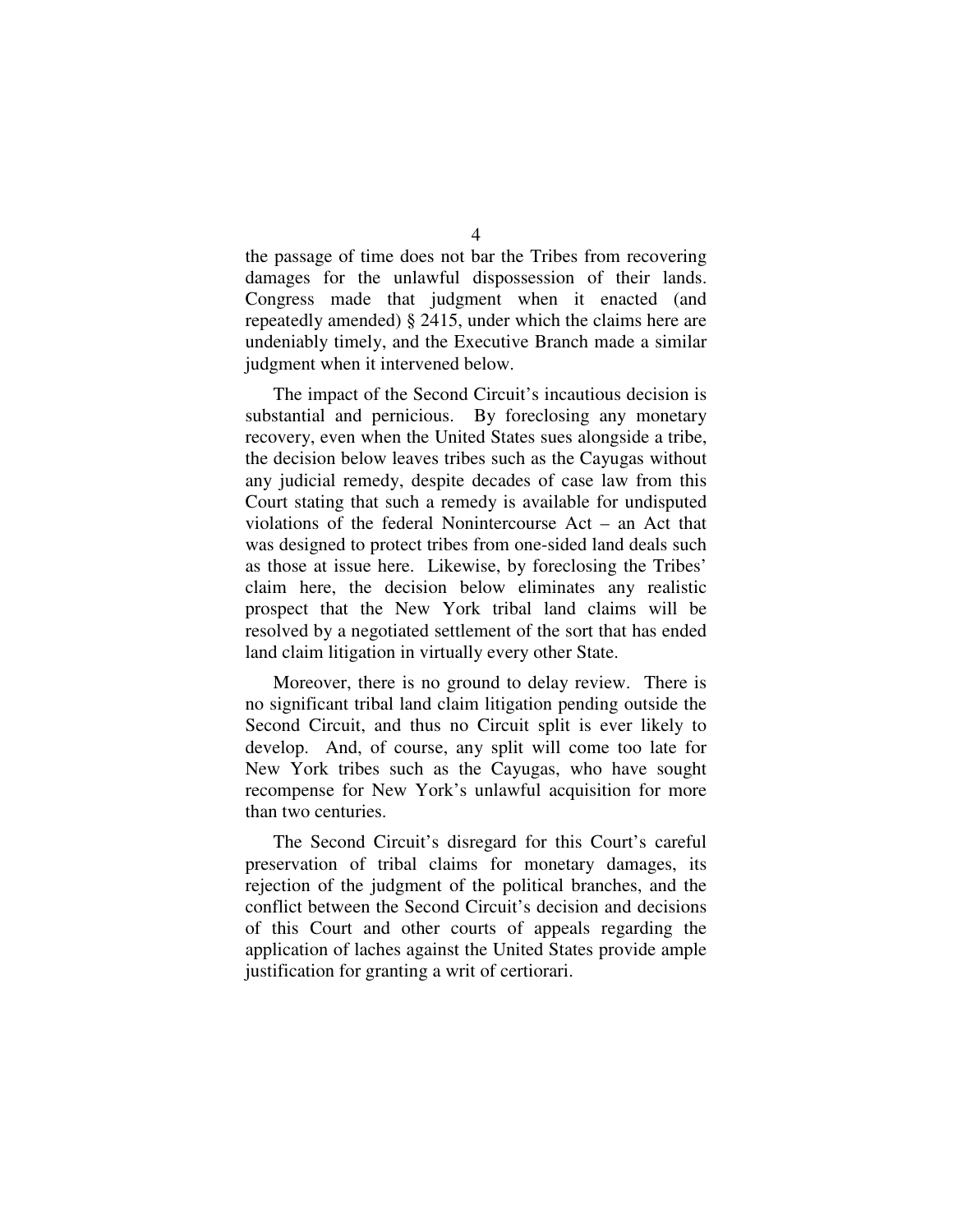the passage of time does not bar the Tribes from recovering damages for the unlawful dispossession of their lands. Congress made that judgment when it enacted (and repeatedly amended) § 2415, under which the claims here are undeniably timely, and the Executive Branch made a similar judgment when it intervened below.

The impact of the Second Circuit's incautious decision is substantial and pernicious. By foreclosing any monetary recovery, even when the United States sues alongside a tribe, the decision below leaves tribes such as the Cayugas without any judicial remedy, despite decades of case law from this Court stating that such a remedy is available for undisputed violations of the federal Nonintercourse Act – an Act that was designed to protect tribes from one-sided land deals such as those at issue here. Likewise, by foreclosing the Tribes' claim here, the decision below eliminates any realistic prospect that the New York tribal land claims will be resolved by a negotiated settlement of the sort that has ended land claim litigation in virtually every other State.

Moreover, there is no ground to delay review. There is no significant tribal land claim litigation pending outside the Second Circuit, and thus no Circuit split is ever likely to develop. And, of course, any split will come too late for New York tribes such as the Cayugas, who have sought recompense for New York's unlawful acquisition for more than two centuries.

The Second Circuit's disregard for this Court's careful preservation of tribal claims for monetary damages, its rejection of the judgment of the political branches, and the conflict between the Second Circuit's decision and decisions of this Court and other courts of appeals regarding the application of laches against the United States provide ample justification for granting a writ of certiorari.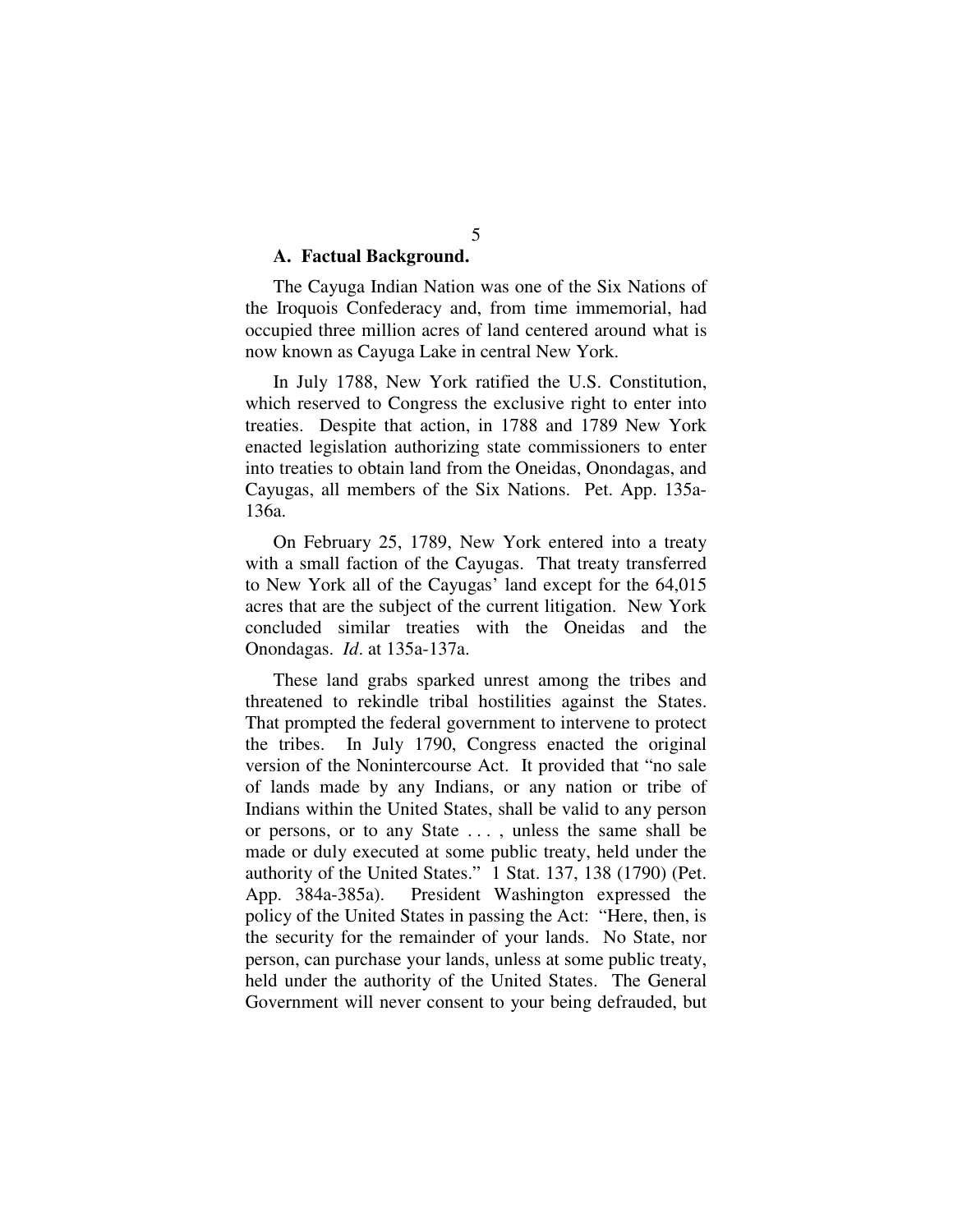### A. Factual Background.

The Cayuga Indian Nation was one of the Six Nations of the Iroquois Confederacy and, from time immemorial, had occupied three million acres of land centered around what is now known as Cayuga Lake in central New York.

In July 1788, New York ratified the U.S. Constitution, which reserved to Congress the exclusive right to enter into treaties. Despite that action, in 1788 and 1789 New York enacted legislation authorizing state commissioners to enter into treaties to obtain land from the Oneidas, Onondagas, and Cayugas, all members of the Six Nations. Pet. App. 135a-136a.

On February 25, 1789, New York entered into a treaty with a small faction of the Cayugas. That treaty transferred to New York all of the Cayugas' land except for the 64,015 acres that are the subject of the current litigation. New York concluded similar treaties with the Oneidas and the Onondagas. *Id*. at 135a-137a.

These land grabs sparked unrest among the tribes and threatened to rekindle tribal hostilities against the States. That prompted the federal government to intervene to protect the tribes. In July 1790, Congress enacted the original version of the Nonintercourse Act. It provided that "no sale of lands made by any Indians, or any nation or tribe of Indians within the United States, shall be valid to any person or persons, or to any State . . . , unless the same shall be made or duly executed at some public treaty, held under the authority of the United States." 1 Stat. 137, 138 (1790) (Pet. App. 384a-385a). President Washington expressed the policy of the United States in passing the Act: "Here, then, is the security for the remainder of your lands. No State, nor person, can purchase your lands, unless at some public treaty, held under the authority of the United States. The General Government will never consent to your being defrauded, but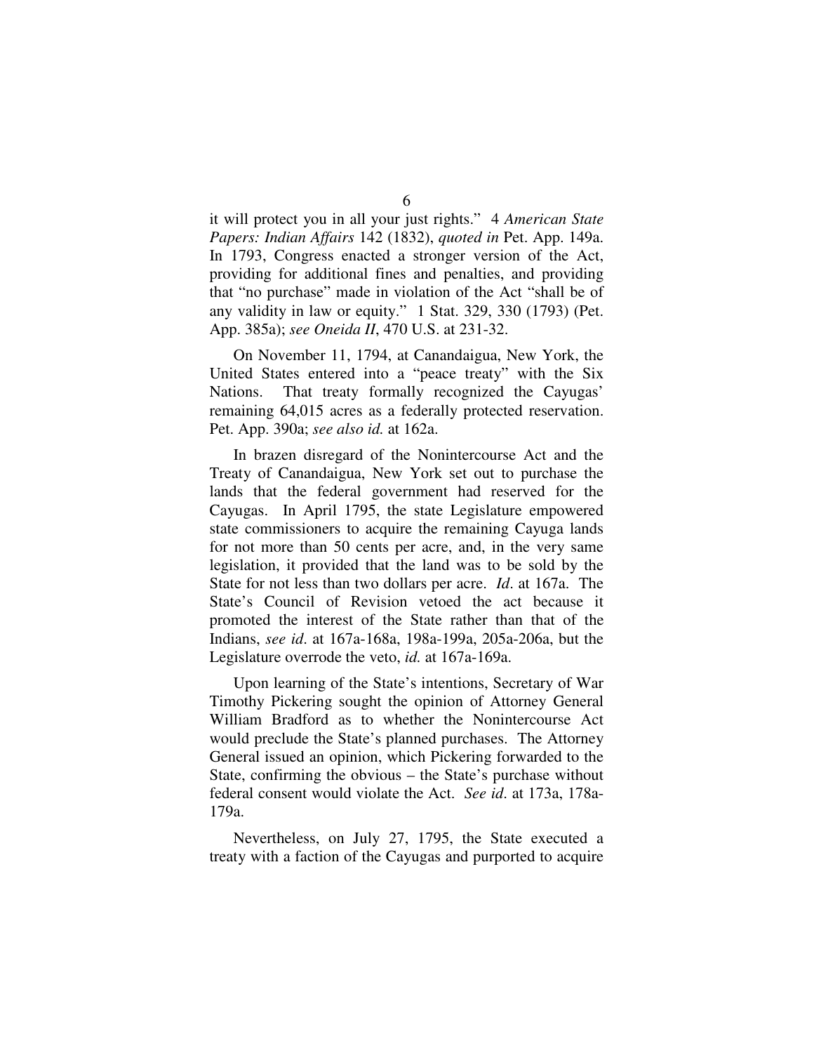it will protect you in all your just rights." 4 *American State Papers: Indian Affairs* 142 (1832), *quoted in* Pet. App. 149a. In 1793, Congress enacted a stronger version of the Act, providing for additional fines and penalties, and providing that "no purchase" made in violation of the Act "shall be of any validity in law or equity." 1 Stat. 329, 330 (1793) (Pet. App. 385a); *see Oneida II*, 470 U.S. at 231-32.

On November 11, 1794, at Canandaigua, New York, the United States entered into a "peace treaty" with the Six Nations. That treaty formally recognized the Cayugas' remaining 64,015 acres as a federally protected reservation. Pet. App. 390a; *see also id.* at 162a.

In brazen disregard of the Nonintercourse Act and the Treaty of Canandaigua, New York set out to purchase the lands that the federal government had reserved for the Cayugas. In April 1795, the state Legislature empowered state commissioners to acquire the remaining Cayuga lands for not more than 50 cents per acre, and, in the very same legislation, it provided that the land was to be sold by the State for not less than two dollars per acre. *Id*. at 167a. The State's Council of Revision vetoed the act because it promoted the interest of the State rather than that of the Indians, *see id*. at 167a-168a, 198a-199a, 205a-206a, but the Legislature overrode the veto, *id.* at 167a-169a.

Upon learning of the State's intentions, Secretary of War Timothy Pickering sought the opinion of Attorney General William Bradford as to whether the Nonintercourse Act would preclude the State's planned purchases. The Attorney General issued an opinion, which Pickering forwarded to the State, confirming the obvious – the State's purchase without federal consent would violate the Act. *See id*. at 173a, 178a-179a.

Nevertheless, on July 27, 1795, the State executed a treaty with a faction of the Cayugas and purported to acquire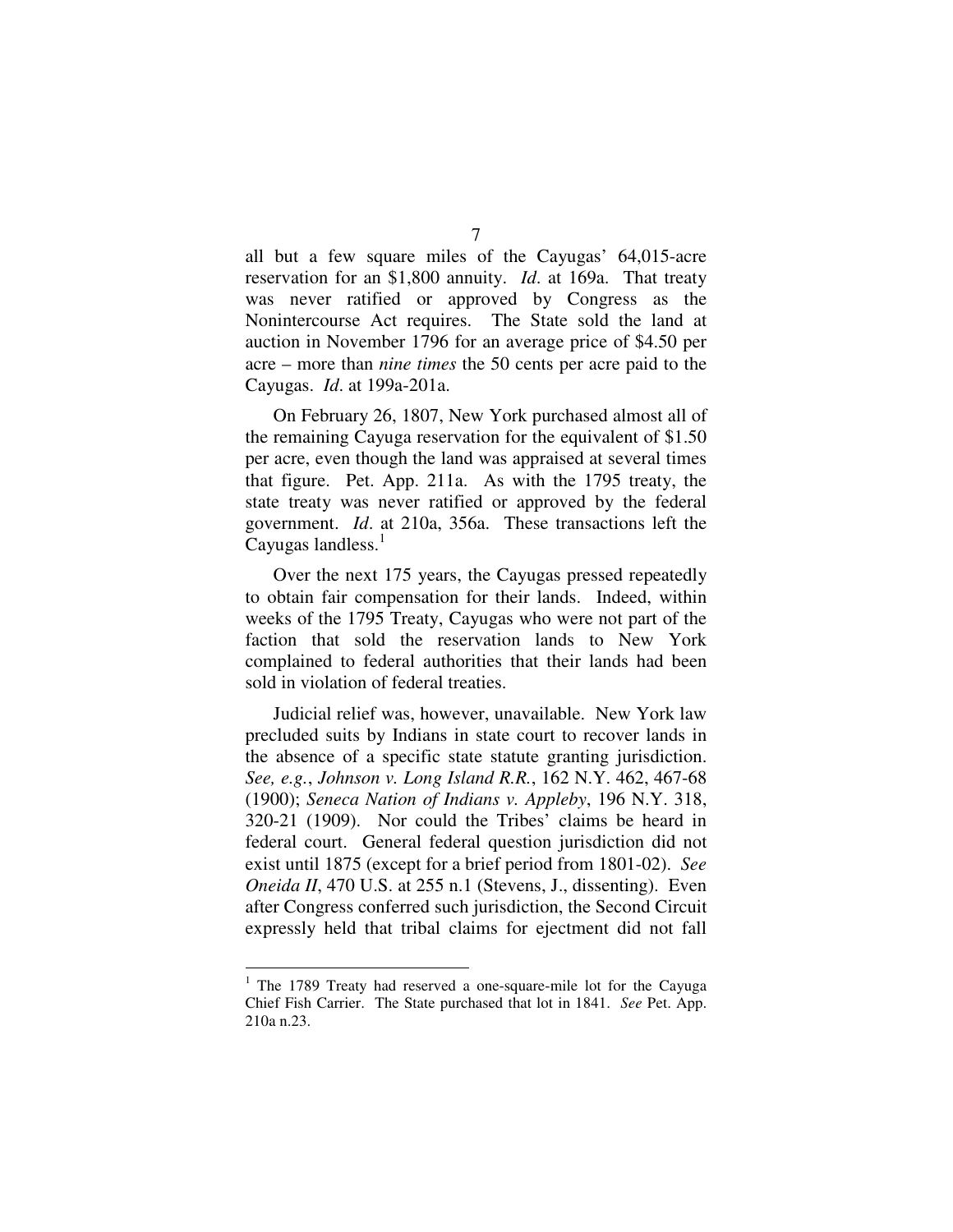all but a few square miles of the Cayugas' 64,015-acre reservation for an $1,800 annuity. *Id*. at 169a. That treaty was never ratified or approved by Congress as the Nonintercourse Act requires. The State sold the land at auction in November 1796 for an average price of $4.50 per acre – more than *nine times* the 50 cents per acre paid to the Cayugas. *Id*. at 199a-201a.

On February 26, 1807, New York purchased almost all of the remaining Cayuga reservation for the equivalent of $1.50 per acre, even though the land was appraised at several times that figure. Pet. App. 211a. As with the 1795 treaty, the state treaty was never ratified or approved by the federal government. *Id*. at 210a, 356a. These transactions left the Cayugas landless.[1]

Over the next 175 years, the Cayugas pressed repeatedly to obtain fair compensation for their lands. Indeed, within weeks of the 1795 Treaty, Cayugas who were not part of the faction that sold the reservation lands to New York complained to federal authorities that their lands had been sold in violation of federal treaties.

Judicial relief was, however, unavailable. New York law precluded suits by Indians in state court to recover lands in the absence of a specific state statute granting jurisdiction. *See, e.g.*, *Johnson v. Long Island R.R.*, 162 N.Y. 462, 467-68 (1900); *Seneca Nation of Indians v. Appleby*, 196 N.Y. 318, 320-21 (1909). Nor could the Tribes' claims be heard in federal court. General federal question jurisdiction did not exist until 1875 (except for a brief period from 1801-02). *See Oneida II*, 470 U.S. at 255 n.1 (Stevens, J., dissenting). Even after Congress conferred such jurisdiction, the Second Circuit expressly held that tribal claims for ejectment did not fall

[1] The 1789 Treaty had reserved a one-square-mile lot for the Cayuga Chief Fish Carrier. The State purchased that lot in 1841. *See* Pet. App. 210a n.23.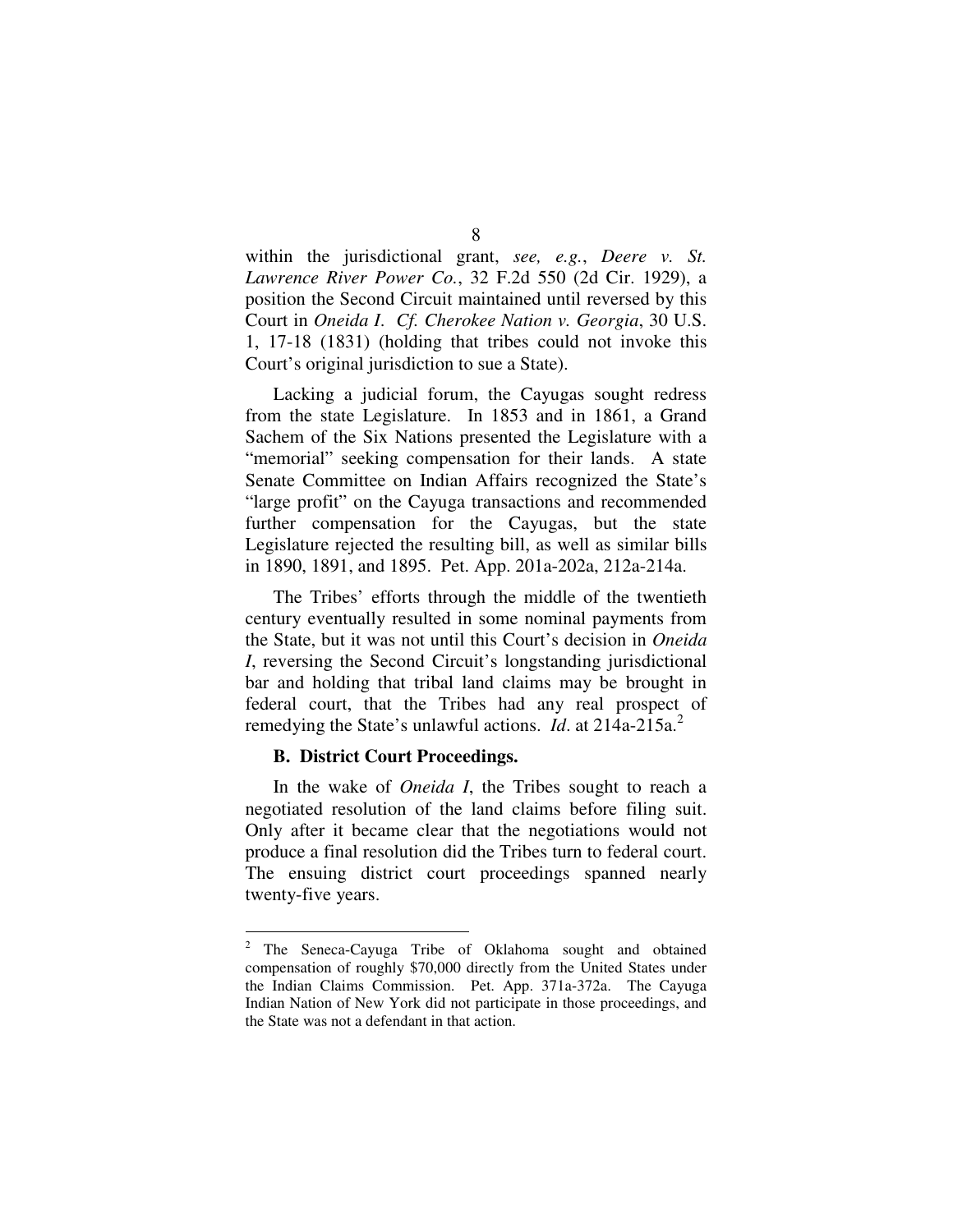within the jurisdictional grant, *see, e.g.*, *Deere v. St. Lawrence River Power Co.*, 32 F.2d 550 (2d Cir. 1929), a position the Second Circuit maintained until reversed by this Court in *Oneida I*. *Cf. Cherokee Nation v. Georgia*, 30 U.S. 1, 17-18 (1831) (holding that tribes could not invoke this Court's original jurisdiction to sue a State).

Lacking a judicial forum, the Cayugas sought redress from the state Legislature. In 1853 and in 1861, a Grand Sachem of the Six Nations presented the Legislature with a "memorial" seeking compensation for their lands. A state Senate Committee on Indian Affairs recognized the State's "large profit" on the Cayuga transactions and recommended further compensation for the Cayugas, but the state Legislature rejected the resulting bill, as well as similar bills in 1890, 1891, and 1895. Pet. App. 201a-202a, 212a-214a.

The Tribes' efforts through the middle of the twentieth century eventually resulted in some nominal payments from the State, but it was not until this Court's decision in *Oneida I*, reversing the Second Circuit's longstanding jurisdictional bar and holding that tribal land claims may be brought in federal court, that the Tribes had any real prospect of remedying the State's unlawful actions. *Id*. at 214a-215a.[2]

### B. District Court Proceedings.

In the wake of *Oneida I*, the Tribes sought to reach a negotiated resolution of the land claims before filing suit. Only after it became clear that the negotiations would not produce a final resolution did the Tribes turn to federal court. The ensuing district court proceedings spanned nearly twenty-five years.

---

[2] The Seneca-Cayuga Tribe of Oklahoma sought and obtained compensation of roughly $70,000 directly from the United States under the Indian Claims Commission. Pet. App. 371a-372a. The Cayuga Indian Nation of New York did not participate in those proceedings, and the State was not a defendant in that action.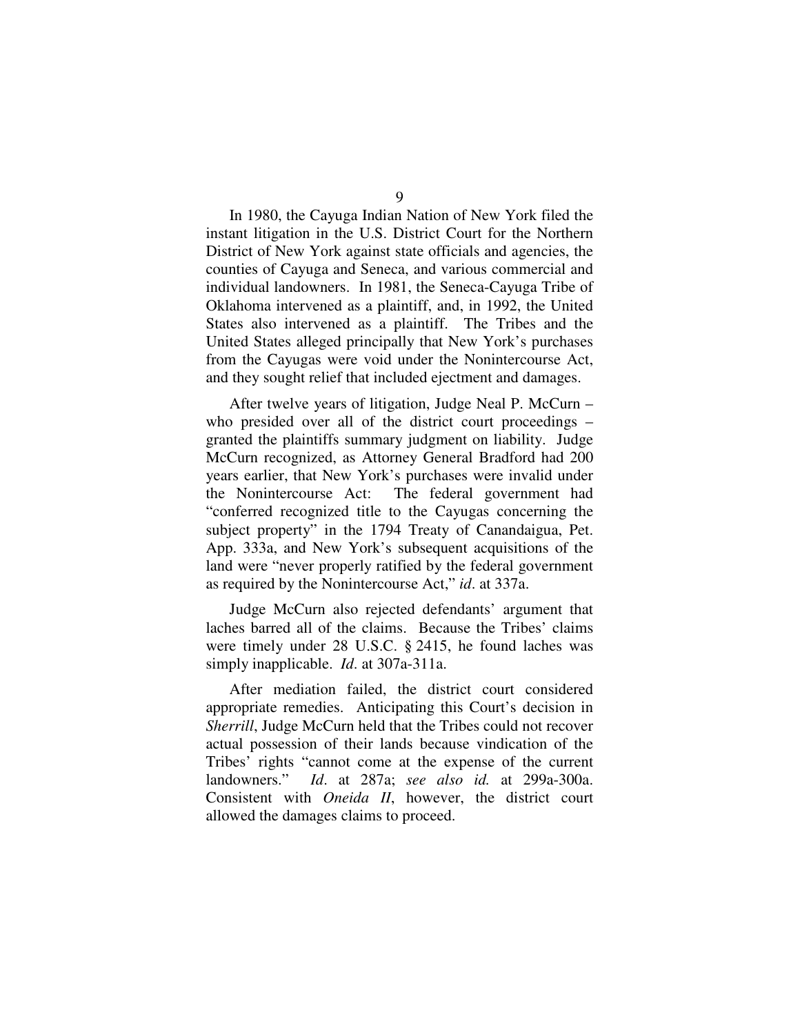In 1980, the Cayuga Indian Nation of New York filed the instant litigation in the U.S. District Court for the Northern District of New York against state officials and agencies, the counties of Cayuga and Seneca, and various commercial and individual landowners. In 1981, the Seneca-Cayuga Tribe of Oklahoma intervened as a plaintiff, and, in 1992, the United States also intervened as a plaintiff. The Tribes and the United States alleged principally that New York's purchases from the Cayugas were void under the Nonintercourse Act, and they sought relief that included ejectment and damages.

After twelve years of litigation, Judge Neal P. McCurn – who presided over all of the district court proceedings – granted the plaintiffs summary judgment on liability. Judge McCurn recognized, as Attorney General Bradford had 200 years earlier, that New York's purchases were invalid under the Nonintercourse Act: The federal government had "conferred recognized title to the Cayugas concerning the subject property" in the 1794 Treaty of Canandaigua, Pet. App. 333a, and New York's subsequent acquisitions of the land were "never properly ratified by the federal government as required by the Nonintercourse Act," *id*. at 337a.

Judge McCurn also rejected defendants' argument that laches barred all of the claims. Because the Tribes' claims were timely under 28 U.S.C. § 2415, he found laches was simply inapplicable. *Id*. at 307a-311a.

After mediation failed, the district court considered appropriate remedies. Anticipating this Court's decision in *Sherrill*, Judge McCurn held that the Tribes could not recover actual possession of their lands because vindication of the Tribes' rights "cannot come at the expense of the current landowners." *Id*. at 287a; *see also id.* at 299a-300a. Consistent with *Oneida II*, however, the district court allowed the damages claims to proceed.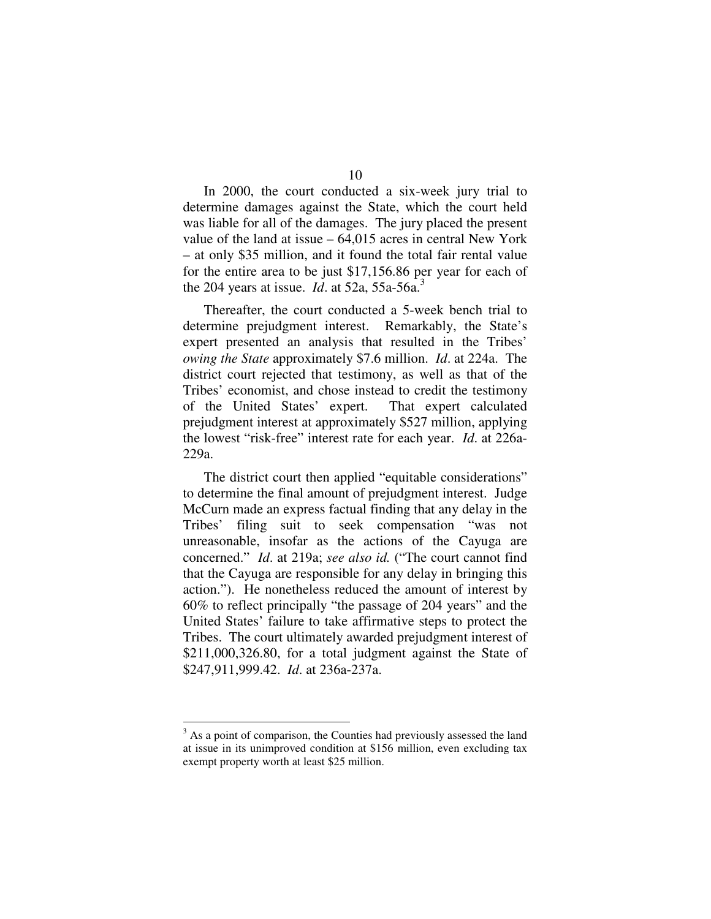In 2000, the court conducted a six-week jury trial to determine damages against the State, which the court held was liable for all of the damages. The jury placed the present value of the land at issue – 64,015 acres in central New York – at only $35 million, and it found the total fair rental value for the entire area to be just $17,156.86 per year for each of the 204 years at issue. *Id*. at 52a, 55a-56a.[3]

Thereafter, the court conducted a 5-week bench trial to determine prejudgment interest. Remarkably, the State's expert presented an analysis that resulted in the Tribes' *owing the State* approximately $7.6 million. *Id*. at 224a. The district court rejected that testimony, as well as that of the Tribes' economist, and chose instead to credit the testimony of the United States' expert. That expert calculated prejudgment interest at approximately $527 million, applying the lowest "risk-free" interest rate for each year. *Id*. at 226a-229a.

The district court then applied "equitable considerations" to determine the final amount of prejudgment interest. Judge McCurn made an express factual finding that any delay in the Tribes' filing suit to seek compensation "was not unreasonable, insofar as the actions of the Cayuga are concerned." *Id*. at 219a; *see also id.* ("The court cannot find that the Cayuga are responsible for any delay in bringing this action."). He nonetheless reduced the amount of interest by 60% to reflect principally "the passage of 204 years" and the United States' failure to take affirmative steps to protect the Tribes. The court ultimately awarded prejudgment interest of $211,000,326.80, for a total judgment against the State of $247,911,999.42. *Id*. at 236a-237a.

---

[3] As a point of comparison, the Counties had previously assessed the land at issue in its unimproved condition at $156 million, even excluding tax exempt property worth at least $25 million.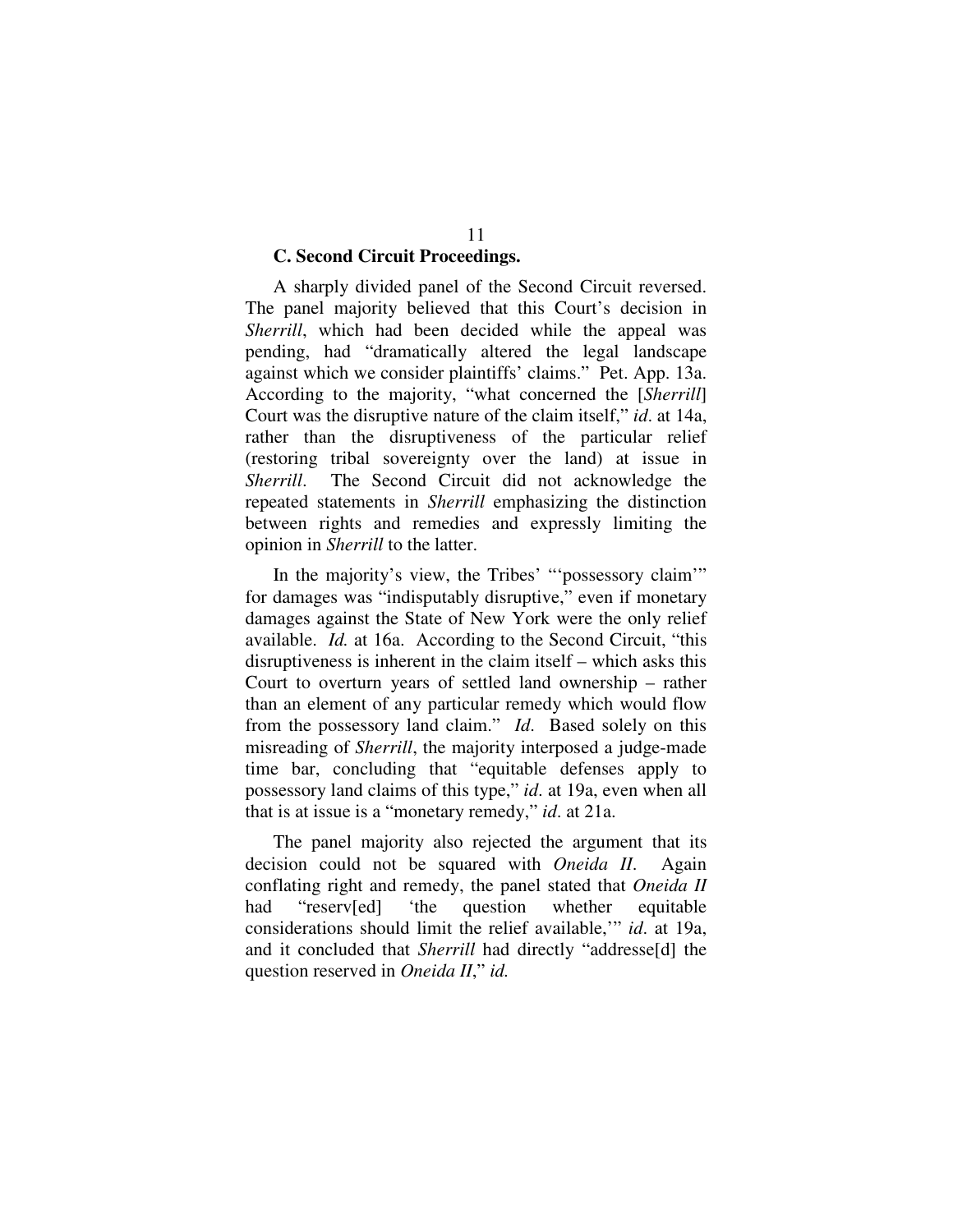### C. Second Circuit Proceedings.

A sharply divided panel of the Second Circuit reversed. The panel majority believed that this Court's decision in *Sherrill*, which had been decided while the appeal was pending, had "dramatically altered the legal landscape against which we consider plaintiffs' claims." Pet. App. 13a. According to the majority, "what concerned the [*Sherrill*] Court was the disruptive nature of the claim itself," *id*. at 14a, rather than the disruptiveness of the particular relief (restoring tribal sovereignty over the land) at issue in *Sherrill*. The Second Circuit did not acknowledge the repeated statements in *Sherrill* emphasizing the distinction between rights and remedies and expressly limiting the opinion in *Sherrill* to the latter.

In the majority's view, the Tribes' "'possessory claim'" for damages was "indisputably disruptive," even if monetary damages against the State of New York were the only relief available. *Id.* at 16a. According to the Second Circuit, "this disruptiveness is inherent in the claim itself – which asks this Court to overturn years of settled land ownership – rather than an element of any particular remedy which would flow from the possessory land claim." *Id*. Based solely on this misreading of *Sherrill*, the majority interposed a judge-made time bar, concluding that "equitable defenses apply to possessory land claims of this type," *id*. at 19a, even when all that is at issue is a "monetary remedy," *id*. at 21a.

The panel majority also rejected the argument that its decision could not be squared with *Oneida II*. Again conflating right and remedy, the panel stated that *Oneida II* had "reserv[ed] 'the question whether equitable considerations should limit the relief available,'" *id*. at 19a, and it concluded that *Sherrill* had directly "addresse[d] the question reserved in *Oneida II*," *id.*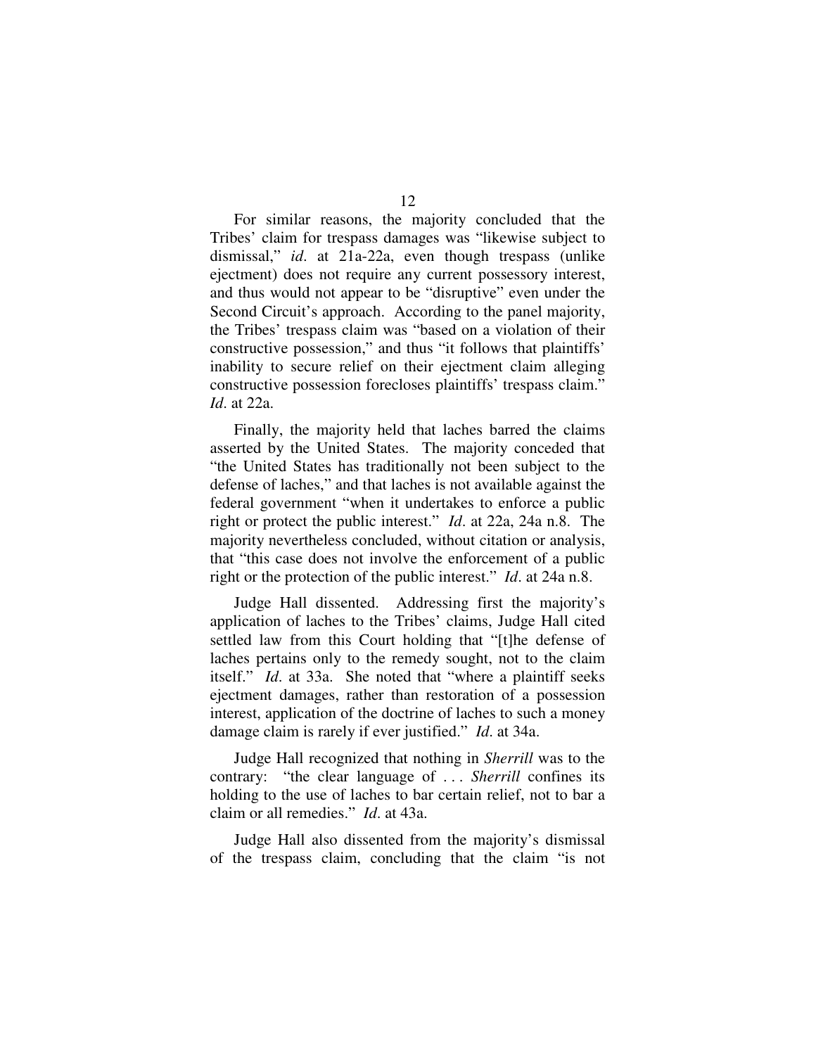For similar reasons, the majority concluded that the Tribes' claim for trespass damages was "likewise subject to dismissal," *id*. at 21a-22a, even though trespass (unlike ejectment) does not require any current possessory interest, and thus would not appear to be "disruptive" even under the Second Circuit's approach. According to the panel majority, the Tribes' trespass claim was "based on a violation of their constructive possession," and thus "it follows that plaintiffs' inability to secure relief on their ejectment claim alleging constructive possession forecloses plaintiffs' trespass claim." *Id*. at 22a.

Finally, the majority held that laches barred the claims asserted by the United States. The majority conceded that "the United States has traditionally not been subject to the defense of laches," and that laches is not available against the federal government "when it undertakes to enforce a public right or protect the public interest." *Id*. at 22a, 24a n.8. The majority nevertheless concluded, without citation or analysis, that "this case does not involve the enforcement of a public right or the protection of the public interest." *Id*. at 24a n.8.

Judge Hall dissented. Addressing first the majority's application of laches to the Tribes' claims, Judge Hall cited settled law from this Court holding that "[t]he defense of laches pertains only to the remedy sought, not to the claim itself." *Id*. at 33a. She noted that "where a plaintiff seeks ejectment damages, rather than restoration of a possession interest, application of the doctrine of laches to such a money damage claim is rarely if ever justified." *Id*. at 34a.

Judge Hall recognized that nothing in *Sherrill* was to the contrary: "the clear language of . . . *Sherrill* confines its holding to the use of laches to bar certain relief, not to bar a claim or all remedies." *Id*. at 43a.

Judge Hall also dissented from the majority's dismissal of the trespass claim, concluding that the claim "is not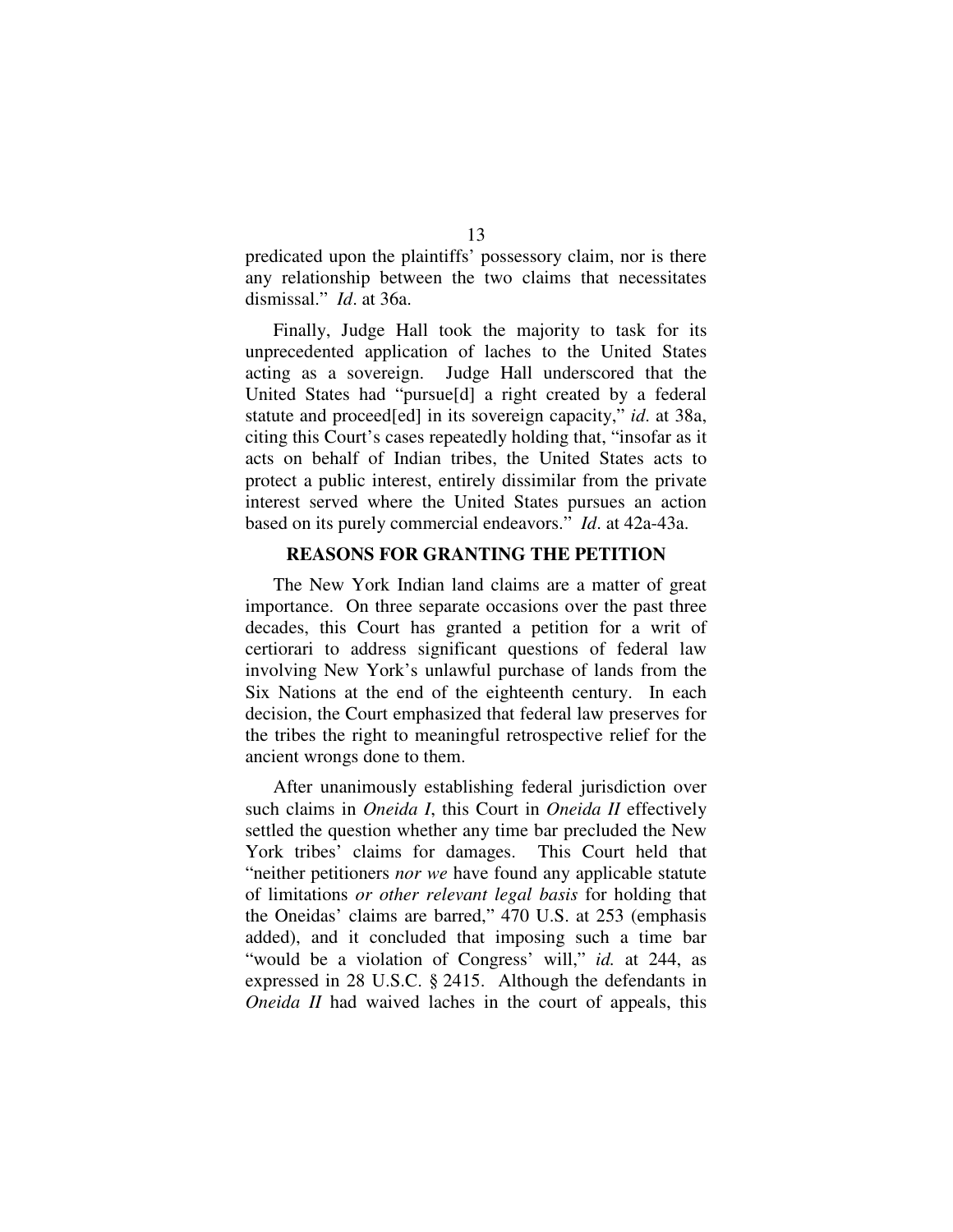predicated upon the plaintiffs' possessory claim, nor is there any relationship between the two claims that necessitates dismissal." *Id*. at 36a.

Finally, Judge Hall took the majority to task for its unprecedented application of laches to the United States acting as a sovereign. Judge Hall underscored that the United States had "pursue[d] a right created by a federal statute and proceed[ed] in its sovereign capacity," *id*. at 38a, citing this Court's cases repeatedly holding that, "insofar as it acts on behalf of Indian tribes, the United States acts to protect a public interest, entirely dissimilar from the private interest served where the United States pursues an action based on its purely commercial endeavors." *Id*. at 42a-43a.

## REASONS FOR GRANTING THE PETITION

The New York Indian land claims are a matter of great importance. On three separate occasions over the past three decades, this Court has granted a petition for a writ of certiorari to address significant questions of federal law involving New York's unlawful purchase of lands from the Six Nations at the end of the eighteenth century. In each decision, the Court emphasized that federal law preserves for the tribes the right to meaningful retrospective relief for the ancient wrongs done to them.

After unanimously establishing federal jurisdiction over such claims in *Oneida I*, this Court in *Oneida II* effectively settled the question whether any time bar precluded the New York tribes' claims for damages. This Court held that "neither petitioners *nor we* have found any applicable statute of limitations *or other relevant legal basis* for holding that the Oneidas' claims are barred," 470 U.S. at 253 (emphasis added), and it concluded that imposing such a time bar "would be a violation of Congress' will," *id.* at 244, as expressed in 28 U.S.C. § 2415. Although the defendants in *Oneida II* had waived laches in the court of appeals, this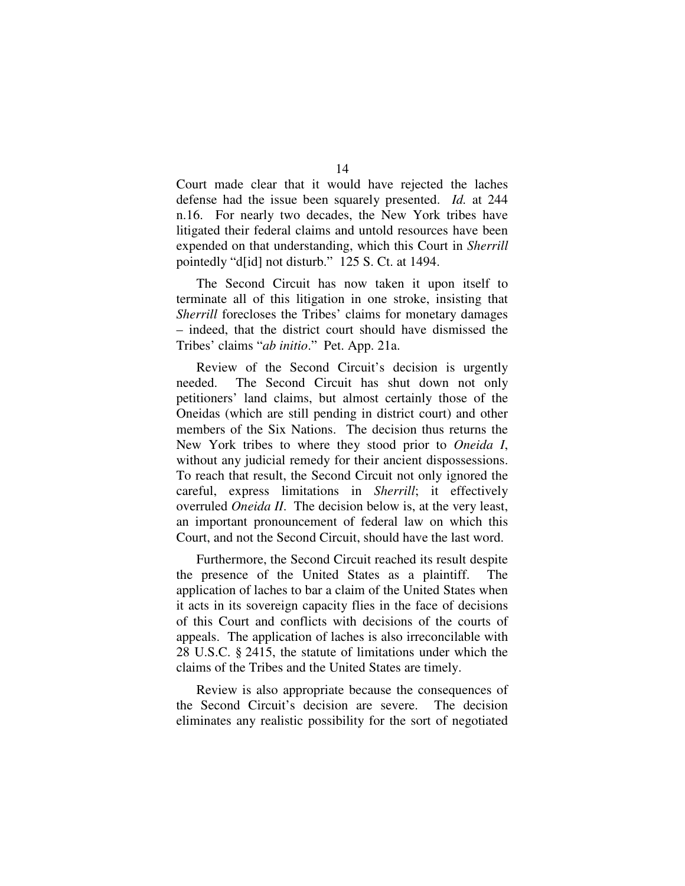Court made clear that it would have rejected the laches defense had the issue been squarely presented. *Id.* at 244 n.16. For nearly two decades, the New York tribes have litigated their federal claims and untold resources have been expended on that understanding, which this Court in *Sherrill* pointedly "d[id] not disturb." 125 S. Ct. at 1494.

The Second Circuit has now taken it upon itself to terminate all of this litigation in one stroke, insisting that *Sherrill* forecloses the Tribes' claims for monetary damages – indeed, that the district court should have dismissed the Tribes' claims "*ab initio*." Pet. App. 21a.

Review of the Second Circuit's decision is urgently needed. The Second Circuit has shut down not only petitioners' land claims, but almost certainly those of the Oneidas (which are still pending in district court) and other members of the Six Nations. The decision thus returns the New York tribes to where they stood prior to *Oneida I*, without any judicial remedy for their ancient dispossessions. To reach that result, the Second Circuit not only ignored the careful, express limitations in *Sherrill*; it effectively overruled *Oneida II*. The decision below is, at the very least, an important pronouncement of federal law on which this Court, and not the Second Circuit, should have the last word.

Furthermore, the Second Circuit reached its result despite the presence of the United States as a plaintiff. The application of laches to bar a claim of the United States when it acts in its sovereign capacity flies in the face of decisions of this Court and conflicts with decisions of the courts of appeals. The application of laches is also irreconcilable with 28 U.S.C. § 2415, the statute of limitations under which the claims of the Tribes and the United States are timely.

Review is also appropriate because the consequences of the Second Circuit's decision are severe. The decision eliminates any realistic possibility for the sort of negotiated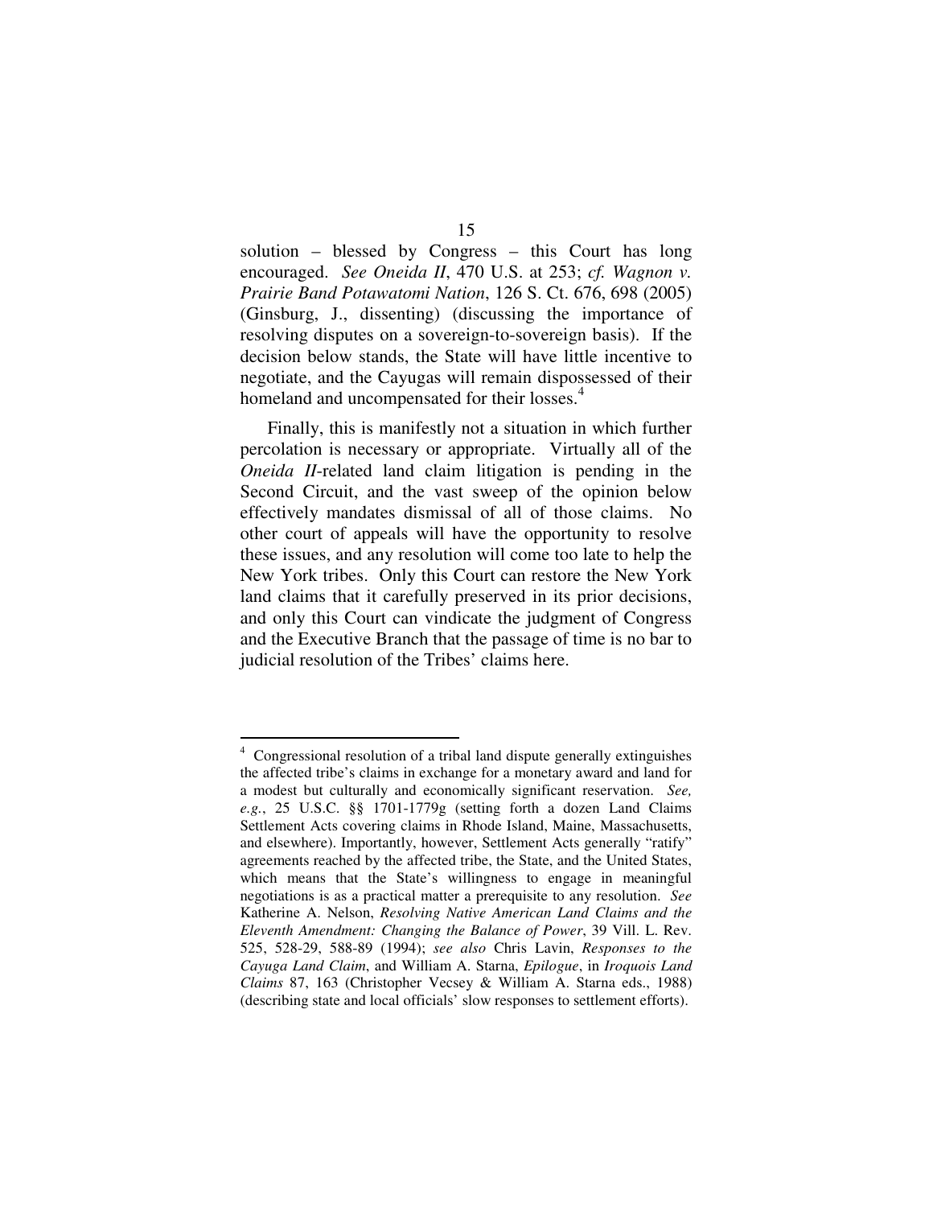solution – blessed by Congress – this Court has long encouraged. *See Oneida II*, 470 U.S. at 253; *cf. Wagnon v. Prairie Band Potawatomi Nation*, 126 S. Ct. 676, 698 (2005) (Ginsburg, J., dissenting) (discussing the importance of resolving disputes on a sovereign-to-sovereign basis). If the decision below stands, the State will have little incentive to negotiate, and the Cayugas will remain dispossessed of their homeland and uncompensated for their losses.[4]

Finally, this is manifestly not a situation in which further percolation is necessary or appropriate. Virtually all of the *Oneida II*-related land claim litigation is pending in the Second Circuit, and the vast sweep of the opinion below effectively mandates dismissal of all of those claims. No other court of appeals will have the opportunity to resolve these issues, and any resolution will come too late to help the New York tribes. Only this Court can restore the New York land claims that it carefully preserved in its prior decisions, and only this Court can vindicate the judgment of Congress and the Executive Branch that the passage of time is no bar to judicial resolution of the Tribes' claims here.

---

[4] Congressional resolution of a tribal land dispute generally extinguishes the affected tribe's claims in exchange for a monetary award and land for a modest but culturally and economically significant reservation. *See, e.g.*, 25 U.S.C. §§ 1701-1779g (setting forth a dozen Land Claims Settlement Acts covering claims in Rhode Island, Maine, Massachusetts, and elsewhere). Importantly, however, Settlement Acts generally "ratify" agreements reached by the affected tribe, the State, and the United States, which means that the State's willingness to engage in meaningful negotiations is as a practical matter a prerequisite to any resolution. *See* Katherine A. Nelson, *Resolving Native American Land Claims and the Eleventh Amendment: Changing the Balance of Power*, 39 Vill. L. Rev. 525, 528-29, 588-89 (1994); *see also* Chris Lavin, *Responses to the Cayuga Land Claim*, and William A. Starna, *Epilogue*, in *Iroquois Land Claims* 87, 163 (Christopher Vecsey & William A. Starna eds., 1988) (describing state and local officials' slow responses to settlement efforts).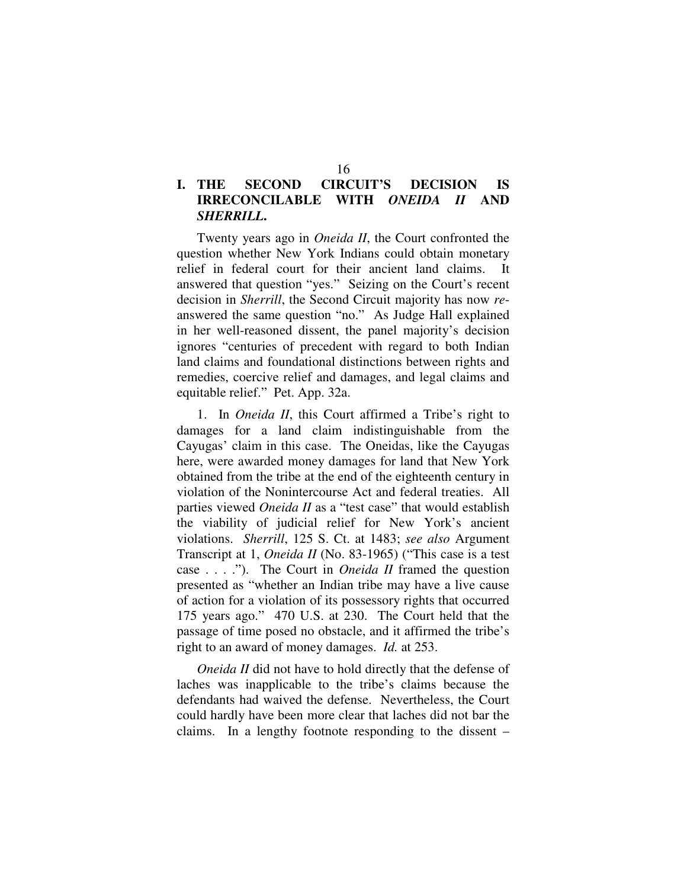## I. THE SECOND CIRCUIT'S DECISION IS IRRECONCILABLE WITH *ONEIDA II* AND *SHERRILL*.

Twenty years ago in *Oneida II*, the Court confronted the question whether New York Indians could obtain monetary relief in federal court for their ancient land claims. It answered that question "yes." Seizing on the Court's recent decision in *Sherrill*, the Second Circuit majority has now *re*-answered the same question "no." As Judge Hall explained in her well-reasoned dissent, the panel majority's decision ignores "centuries of precedent with regard to both Indian land claims and foundational distinctions between rights and remedies, coercive relief and damages, and legal claims and equitable relief." Pet. App. 32a.

1. In *Oneida II*, this Court affirmed a Tribe's right to damages for a land claim indistinguishable from the Cayugas' claim in this case. The Oneidas, like the Cayugas here, were awarded money damages for land that New York obtained from the tribe at the end of the eighteenth century in violation of the Nonintercourse Act and federal treaties. All parties viewed *Oneida II* as a "test case" that would establish the viability of judicial relief for New York's ancient violations. *Sherrill*, 125 S. Ct. at 1483; *see also* Argument Transcript at 1, *Oneida II* (No. 83-1965) ("This case is a test case . . . ."). The Court in *Oneida II* framed the question presented as "whether an Indian tribe may have a live cause of action for a violation of its possessory rights that occurred 175 years ago." 470 U.S. at 230. The Court held that the passage of time posed no obstacle, and it affirmed the tribe's right to an award of money damages. *Id.* at 253.

*Oneida II* did not have to hold directly that the defense of laches was inapplicable to the tribe's claims because the defendants had waived the defense. Nevertheless, the Court could hardly have been more clear that laches did not bar the claims. In a lengthy footnote responding to the dissent –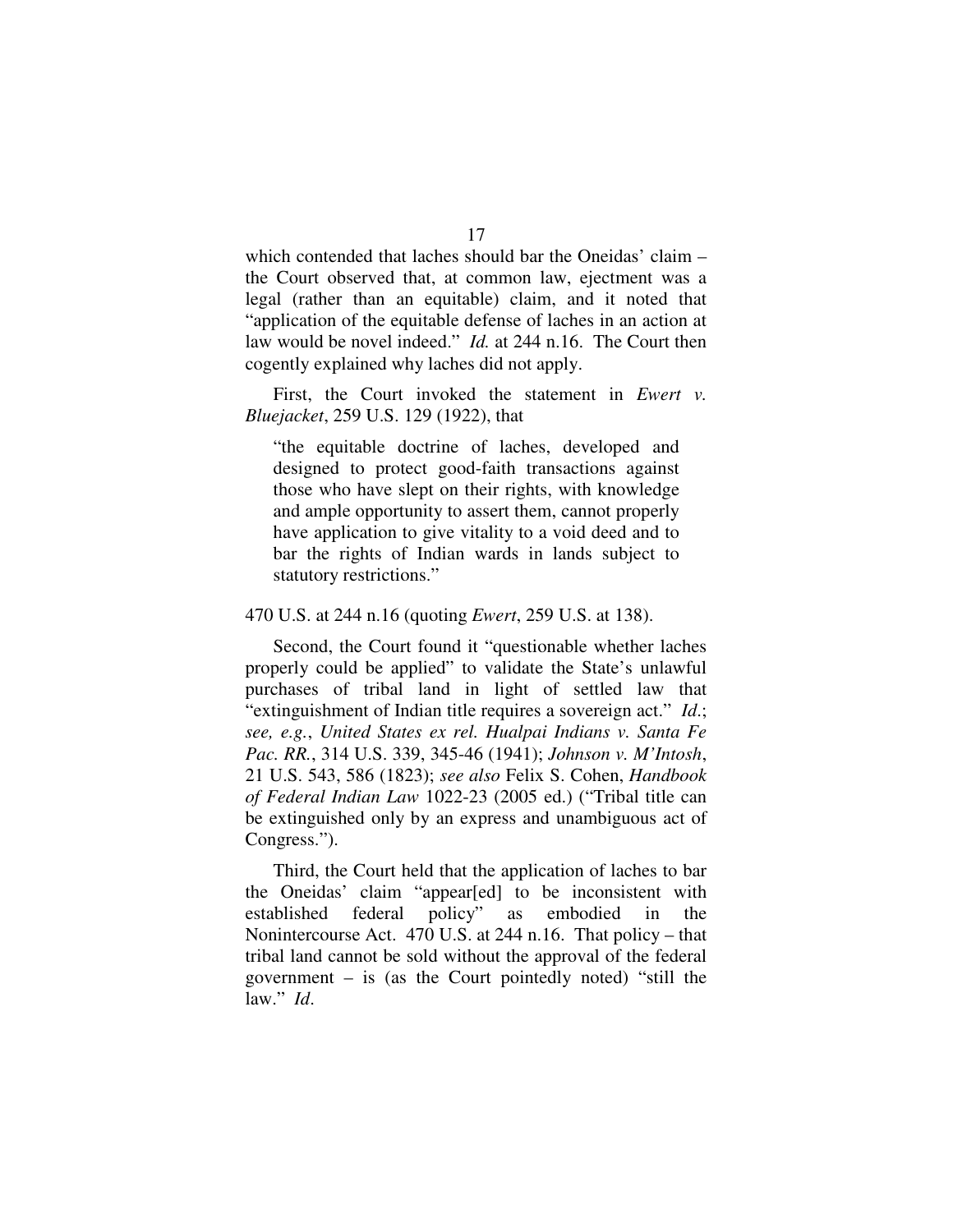which contended that laches should bar the Oneidas' claim – the Court observed that, at common law, ejectment was a legal (rather than an equitable) claim, and it noted that "application of the equitable defense of laches in an action at law would be novel indeed." *Id.* at 244 n.16. The Court then cogently explained why laches did not apply.

First, the Court invoked the statement in *Ewert v. Bluejacket*, 259 U.S. 129 (1922), that

> "the equitable doctrine of laches, developed and designed to protect good-faith transactions against those who have slept on their rights, with knowledge and ample opportunity to assert them, cannot properly have application to give vitality to a void deed and to bar the rights of Indian wards in lands subject to statutory restrictions."

470 U.S. at 244 n.16 (quoting *Ewert*, 259 U.S. at 138).

Second, the Court found it "questionable whether laches properly could be applied" to validate the State's unlawful purchases of tribal land in light of settled law that "extinguishment of Indian title requires a sovereign act." *Id.*; *see, e.g.*, *United States ex rel. Hualpai Indians v. Santa Fe Pac. RR.*, 314 U.S. 339, 345-46 (1941); *Johnson v. M'Intosh*, 21 U.S. 543, 586 (1823); *see also* Felix S. Cohen, *Handbook of Federal Indian Law* 1022-23 (2005 ed.) ("Tribal title can be extinguished only by an express and unambiguous act of Congress.").

Third, the Court held that the application of laches to bar the Oneidas' claim "appear[ed] to be inconsistent with established federal policy" as embodied in the Nonintercourse Act. 470 U.S. at 244 n.16. That policy – that tribal land cannot be sold without the approval of the federal government – is (as the Court pointedly noted) "still the law." *Id*.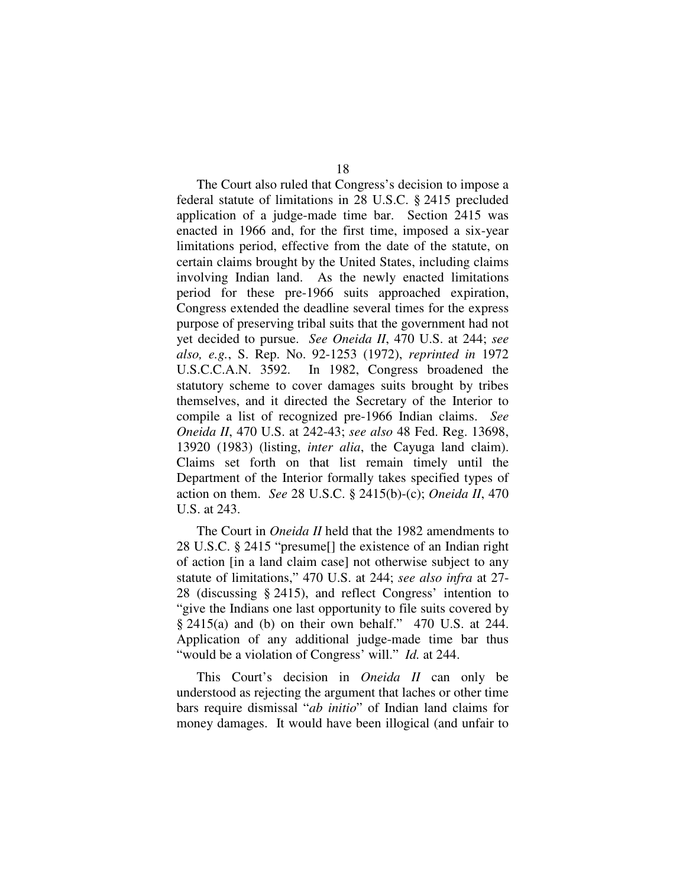The Court also ruled that Congress's decision to impose a federal statute of limitations in 28 U.S.C. § 2415 precluded application of a judge-made time bar. Section 2415 was enacted in 1966 and, for the first time, imposed a six-year limitations period, effective from the date of the statute, on certain claims brought by the United States, including claims involving Indian land. As the newly enacted limitations period for these pre-1966 suits approached expiration, Congress extended the deadline several times for the express purpose of preserving tribal suits that the government had not yet decided to pursue. *See Oneida II*, 470 U.S. at 244; *see also, e.g.*, S. Rep. No. 92-1253 (1972), *reprinted in* 1972 U.S.C.C.A.N. 3592. In 1982, Congress broadened the statutory scheme to cover damages suits brought by tribes themselves, and it directed the Secretary of the Interior to compile a list of recognized pre-1966 Indian claims. *See Oneida II*, 470 U.S. at 242-43; *see also* 48 Fed. Reg. 13698, 13920 (1983) (listing, *inter alia*, the Cayuga land claim). Claims set forth on that list remain timely until the Department of the Interior formally takes specified types of action on them. *See* 28 U.S.C. § 2415(b)-(c); *Oneida II*, 470 U.S. at 243.

The Court in *Oneida II* held that the 1982 amendments to 28 U.S.C. § 2415 "presume[] the existence of an Indian right of action [in a land claim case] not otherwise subject to any statute of limitations," 470 U.S. at 244; *see also infra* at 27-28 (discussing § 2415), and reflect Congress' intention to "give the Indians one last opportunity to file suits covered by § 2415(a) and (b) on their own behalf." 470 U.S. at 244. Application of any additional judge-made time bar thus "would be a violation of Congress' will." *Id.* at 244.

This Court's decision in *Oneida II* can only be understood as rejecting the argument that laches or other time bars require dismissal "*ab initio*" of Indian land claims for money damages. It would have been illogical (and unfair to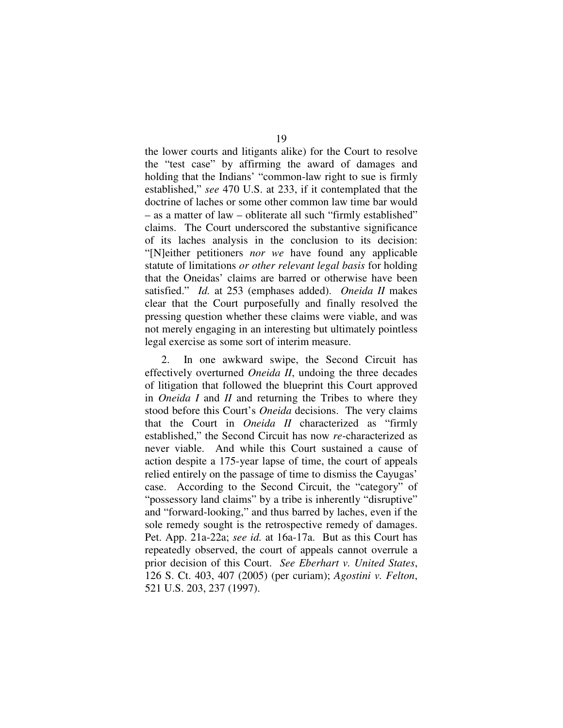the lower courts and litigants alike) for the Court to resolve the "test case" by affirming the award of damages and holding that the Indians' "common-law right to sue is firmly established," *see* 470 U.S. at 233, if it contemplated that the doctrine of laches or some other common law time bar would – as a matter of law – obliterate all such "firmly established" claims. The Court underscored the substantive significance of its laches analysis in the conclusion to its decision: "[N]either petitioners *nor we* have found any applicable statute of limitations *or other relevant legal basis* for holding that the Oneidas' claims are barred or otherwise have been satisfied." *Id.* at 253 (emphases added). *Oneida II* makes clear that the Court purposefully and finally resolved the pressing question whether these claims were viable, and was not merely engaging in an interesting but ultimately pointless legal exercise as some sort of interim measure.

2. In one awkward swipe, the Second Circuit has effectively overturned *Oneida II*, undoing the three decades of litigation that followed the blueprint this Court approved in *Oneida I* and *II* and returning the Tribes to where they stood before this Court's *Oneida* decisions. The very claims that the Court in *Oneida II* characterized as "firmly established," the Second Circuit has now *re*-characterized as never viable. And while this Court sustained a cause of action despite a 175-year lapse of time, the court of appeals relied entirely on the passage of time to dismiss the Cayugas' case. According to the Second Circuit, the "category" of "possessory land claims" by a tribe is inherently "disruptive" and "forward-looking," and thus barred by laches, even if the sole remedy sought is the retrospective remedy of damages. Pet. App. 21a-22a; *see id.* at 16a-17a. But as this Court has repeatedly observed, the court of appeals cannot overrule a prior decision of this Court. *See Eberhart v. United States*, 126 S. Ct. 403, 407 (2005) (per curiam); *Agostini v. Felton*, 521 U.S. 203, 237 (1997).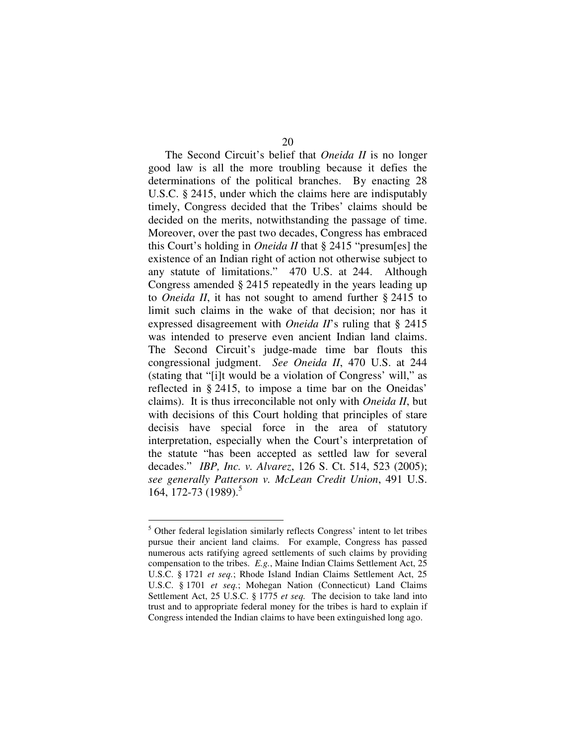The Second Circuit's belief that *Oneida II* is no longer good law is all the more troubling because it defies the determinations of the political branches. By enacting 28 U.S.C. § 2415, under which the claims here are indisputably timely, Congress decided that the Tribes' claims should be decided on the merits, notwithstanding the passage of time. Moreover, over the past two decades, Congress has embraced this Court's holding in *Oneida II* that § 2415 "presum[es] the existence of an Indian right of action not otherwise subject to any statute of limitations." 470 U.S. at 244. Although Congress amended § 2415 repeatedly in the years leading up to *Oneida II*, it has not sought to amend further § 2415 to limit such claims in the wake of that decision; nor has it expressed disagreement with *Oneida II*'s ruling that § 2415 was intended to preserve even ancient Indian land claims. The Second Circuit's judge-made time bar flouts this congressional judgment. *See Oneida II*, 470 U.S. at 244 (stating that "[i]t would be a violation of Congress' will," as reflected in § 2415, to impose a time bar on the Oneidas' claims). It is thus irreconcilable not only with *Oneida II*, but with decisions of this Court holding that principles of stare decisis have special force in the area of statutory interpretation, especially when the Court's interpretation of the statute "has been accepted as settled law for several decades." *IBP, Inc. v. Alvarez*, 126 S. Ct. 514, 523 (2005); *see generally Patterson v. McLean Credit Union*, 491 U.S. 164, 172-73 (1989).[5]

---

[5] Other federal legislation similarly reflects Congress' intent to let tribes pursue their ancient land claims. For example, Congress has passed numerous acts ratifying agreed settlements of such claims by providing compensation to the tribes. *E.g.*, Maine Indian Claims Settlement Act, 25 U.S.C. § 1721 *et seq.*; Rhode Island Indian Claims Settlement Act, 25 U.S.C. § 1701 *et seq.*; Mohegan Nation (Connecticut) Land Claims Settlement Act, 25 U.S.C. § 1775 *et seq.* The decision to take land into trust and to appropriate federal money for the tribes is hard to explain if Congress intended the Indian claims to have been extinguished long ago.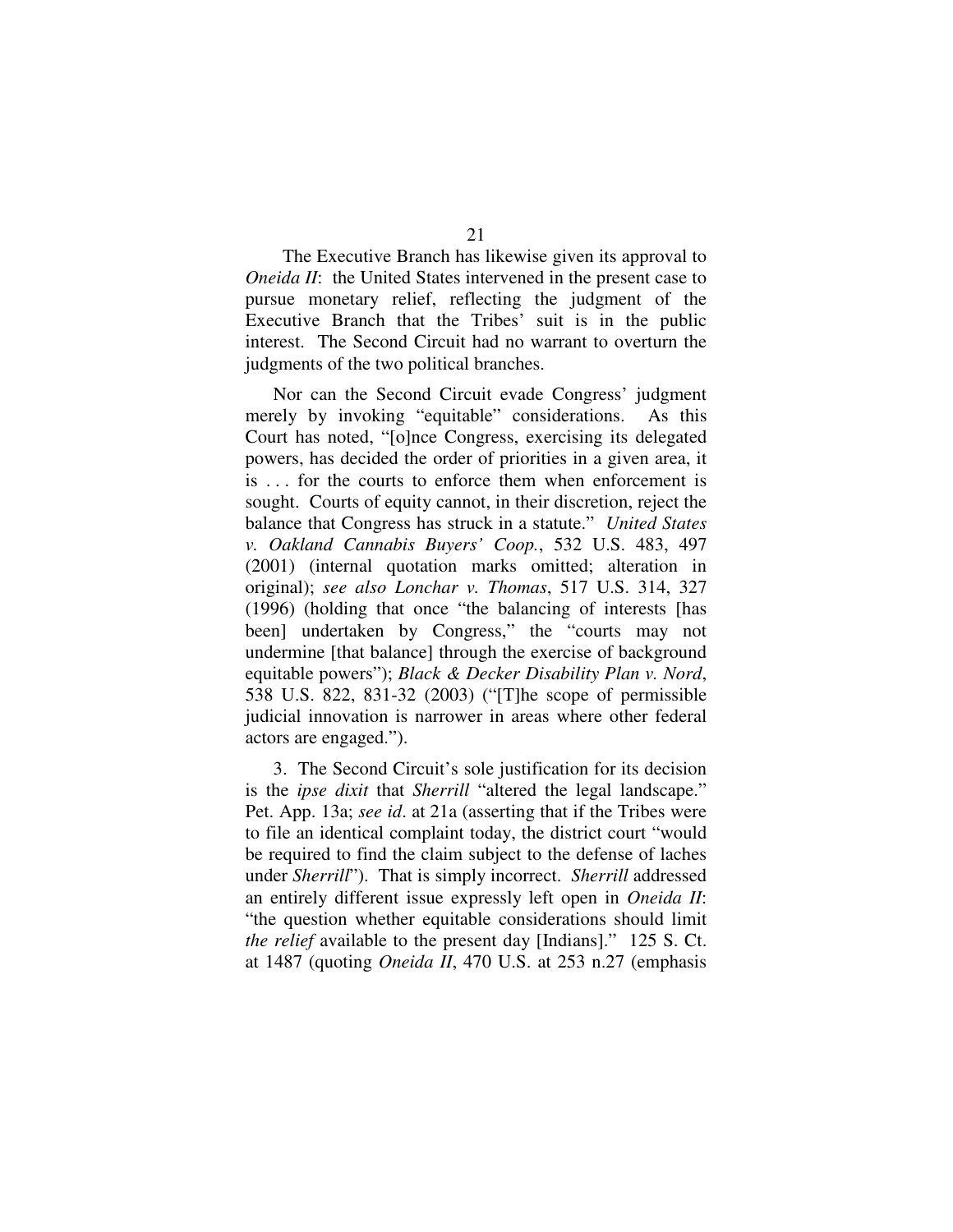The Executive Branch has likewise given its approval to *Oneida II*: the United States intervened in the present case to pursue monetary relief, reflecting the judgment of the Executive Branch that the Tribes' suit is in the public interest. The Second Circuit had no warrant to overturn the judgments of the two political branches.

Nor can the Second Circuit evade Congress' judgment merely by invoking "equitable" considerations. As this Court has noted, "[o]nce Congress, exercising its delegated powers, has decided the order of priorities in a given area, it is . . . for the courts to enforce them when enforcement is sought. Courts of equity cannot, in their discretion, reject the balance that Congress has struck in a statute." *United States v. Oakland Cannabis Buyers' Coop.*, 532 U.S. 483, 497 (2001) (internal quotation marks omitted; alteration in original); *see also Lonchar v. Thomas*, 517 U.S. 314, 327 (1996) (holding that once "the balancing of interests [has been] undertaken by Congress," the "courts may not undermine [that balance] through the exercise of background equitable powers"); *Black & Decker Disability Plan v. Nord*, 538 U.S. 822, 831-32 (2003) ("[T]he scope of permissible judicial innovation is narrower in areas where other federal actors are engaged.").

3. The Second Circuit's sole justification for its decision is the *ipse dixit* that *Sherrill* "altered the legal landscape." Pet. App. 13a; *see id*. at 21a (asserting that if the Tribes were to file an identical complaint today, the district court "would be required to find the claim subject to the defense of laches under *Sherrill*"). That is simply incorrect. *Sherrill* addressed an entirely different issue expressly left open in *Oneida II*: "the question whether equitable considerations should limit *the relief* available to the present day [Indians]." 125 S. Ct. at 1487 (quoting *Oneida II*, 470 U.S. at 253 n.27 (emphasis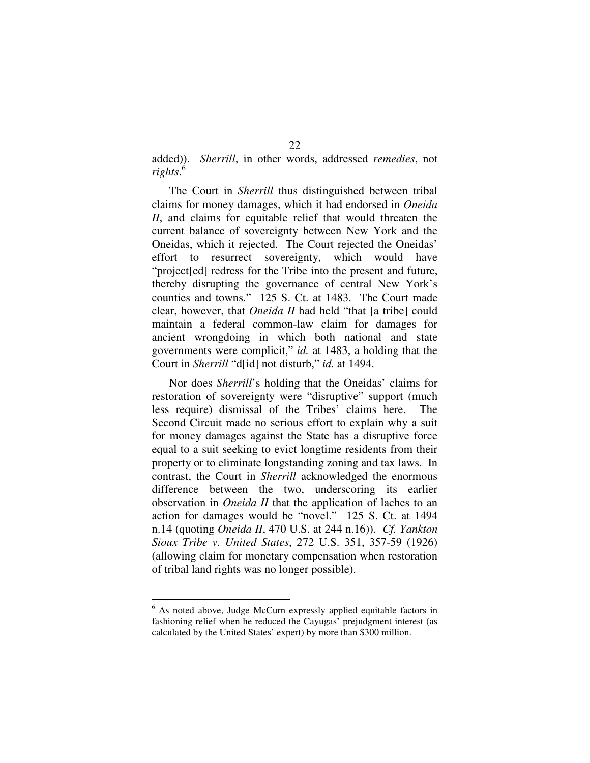added)). *Sherrill*, in other words, addressed *remedies*, not *rights*.[6]

The Court in *Sherrill* thus distinguished between tribal claims for money damages, which it had endorsed in *Oneida II*, and claims for equitable relief that would threaten the current balance of sovereignty between New York and the Oneidas, which it rejected. The Court rejected the Oneidas' effort to resurrect sovereignty, which would have "project[ed] redress for the Tribe into the present and future, thereby disrupting the governance of central New York's counties and towns." 125 S. Ct. at 1483. The Court made clear, however, that *Oneida II* had held "that [a tribe] could maintain a federal common-law claim for damages for ancient wrongdoing in which both national and state governments were complicit," *id.* at 1483, a holding that the Court in *Sherrill* "d[id] not disturb," *id.* at 1494.

Nor does *Sherrill*'s holding that the Oneidas' claims for restoration of sovereignty were "disruptive" support (much less require) dismissal of the Tribes' claims here. The Second Circuit made no serious effort to explain why a suit for money damages against the State has a disruptive force equal to a suit seeking to evict longtime residents from their property or to eliminate longstanding zoning and tax laws. In contrast, the Court in *Sherrill* acknowledged the enormous difference between the two, underscoring its earlier observation in *Oneida II* that the application of laches to an action for damages would be "novel." 125 S. Ct. at 1494 n.14 (quoting *Oneida II*, 470 U.S. at 244 n.16)). *Cf. Yankton Sioux Tribe v. United States*, 272 U.S. 351, 357-59 (1926) (allowing claim for monetary compensation when restoration of tribal land rights was no longer possible).

---

[6] As noted above, Judge McCurn expressly applied equitable factors in fashioning relief when he reduced the Cayugas' prejudgment interest (as calculated by the United States' expert) by more than $300 million.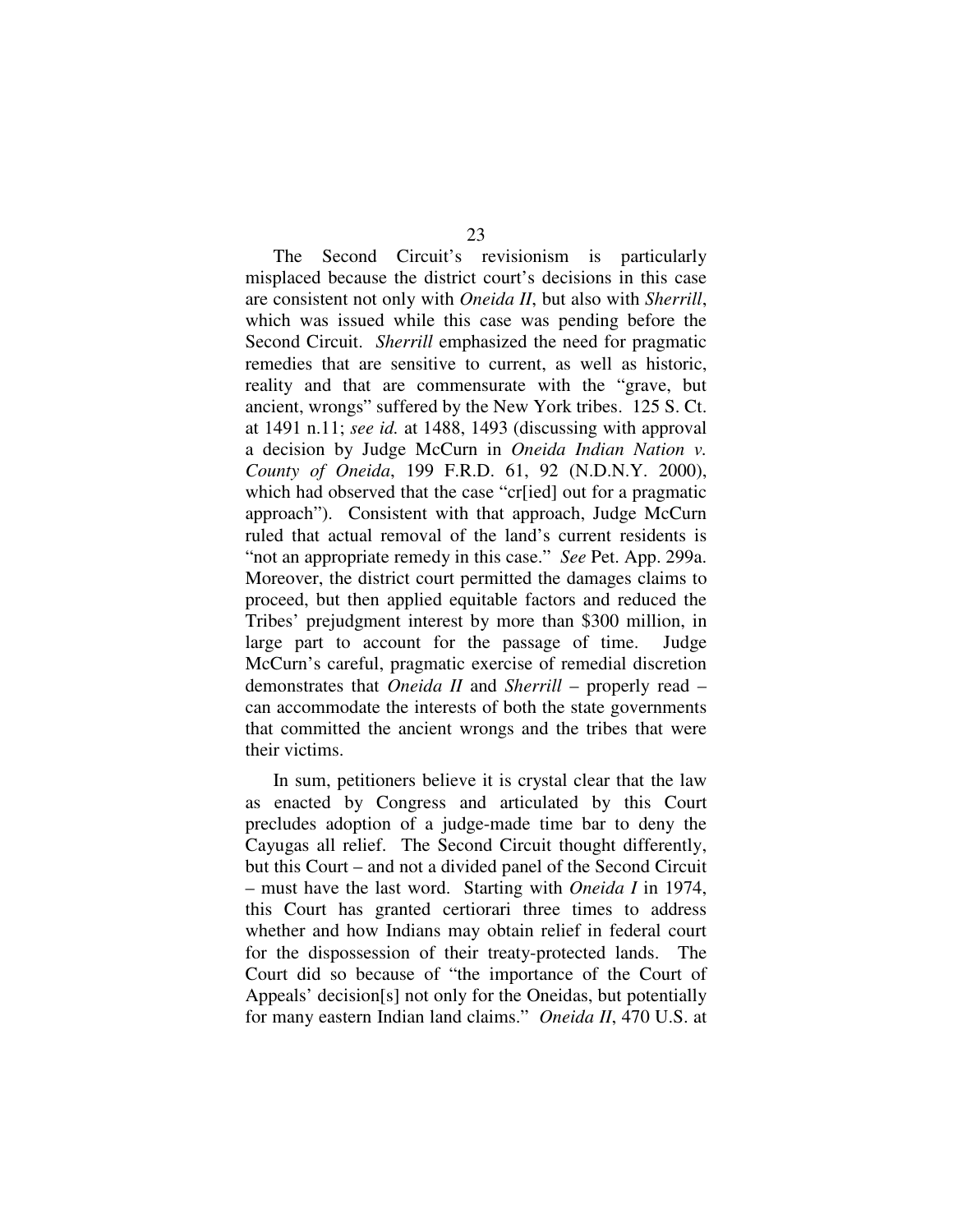The Second Circuit's revisionism is particularly misplaced because the district court's decisions in this case are consistent not only with *Oneida II*, but also with *Sherrill*, which was issued while this case was pending before the Second Circuit. *Sherrill* emphasized the need for pragmatic remedies that are sensitive to current, as well as historic, reality and that are commensurate with the "grave, but ancient, wrongs" suffered by the New York tribes. 125 S. Ct. at 1491 n.11; *see id.* at 1488, 1493 (discussing with approval a decision by Judge McCurn in *Oneida Indian Nation v. County of Oneida*, 199 F.R.D. 61, 92 (N.D.N.Y. 2000), which had observed that the case "cr[ied] out for a pragmatic approach"). Consistent with that approach, Judge McCurn ruled that actual removal of the land's current residents is "not an appropriate remedy in this case." *See* Pet. App. 299a. Moreover, the district court permitted the damages claims to proceed, but then applied equitable factors and reduced the Tribes' prejudgment interest by more than $300 million, in large part to account for the passage of time. Judge McCurn's careful, pragmatic exercise of remedial discretion demonstrates that *Oneida II* and *Sherrill* – properly read – can accommodate the interests of both the state governments that committed the ancient wrongs and the tribes that were their victims.

In sum, petitioners believe it is crystal clear that the law as enacted by Congress and articulated by this Court precludes adoption of a judge-made time bar to deny the Cayugas all relief. The Second Circuit thought differently, but this Court – and not a divided panel of the Second Circuit – must have the last word. Starting with *Oneida I* in 1974, this Court has granted certiorari three times to address whether and how Indians may obtain relief in federal court for the dispossession of their treaty-protected lands. The Court did so because of "the importance of the Court of Appeals' decision[s] not only for the Oneidas, but potentially for many eastern Indian land claims." *Oneida II*, 470 U.S. at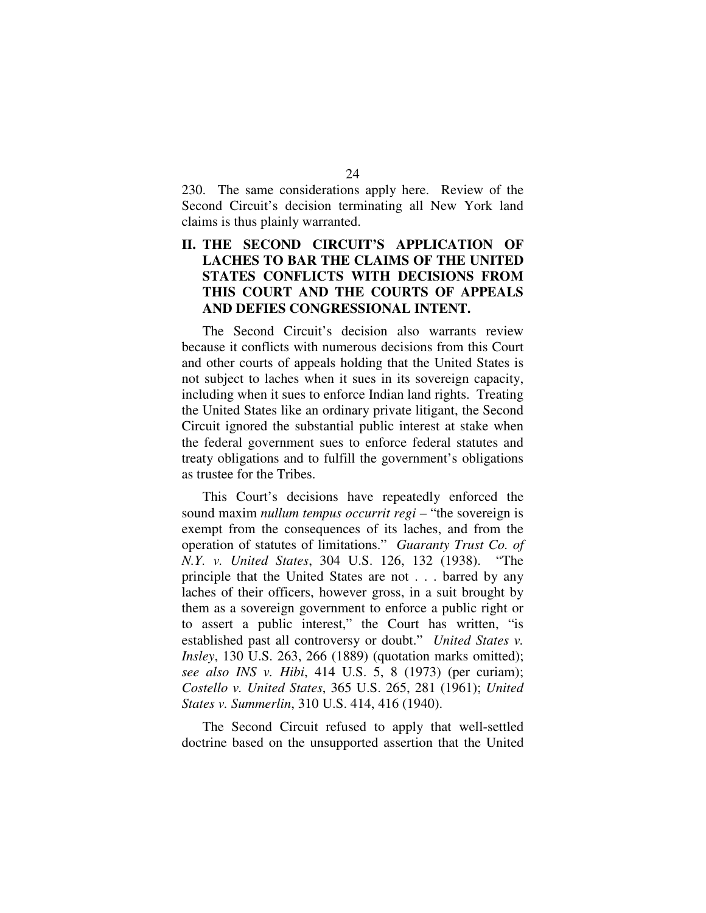230. The same considerations apply here. Review of the Second Circuit's decision terminating all New York land claims is thus plainly warranted.

## II. THE SECOND CIRCUIT'S APPLICATION OF LACHES TO BAR THE CLAIMS OF THE UNITED STATES CONFLICTS WITH DECISIONS FROM THIS COURT AND THE COURTS OF APPEALS AND DEFIES CONGRESSIONAL INTENT.

The Second Circuit's decision also warrants review because it conflicts with numerous decisions from this Court and other courts of appeals holding that the United States is not subject to laches when it sues in its sovereign capacity, including when it sues to enforce Indian land rights. Treating the United States like an ordinary private litigant, the Second Circuit ignored the substantial public interest at stake when the federal government sues to enforce federal statutes and treaty obligations and to fulfill the government's obligations as trustee for the Tribes.

This Court's decisions have repeatedly enforced the sound maxim *nullum tempus occurrit regi* – "the sovereign is exempt from the consequences of its laches, and from the operation of statutes of limitations." *Guaranty Trust Co. of N.Y. v. United States*, 304 U.S. 126, 132 (1938). "The principle that the United States are not . . . barred by any laches of their officers, however gross, in a suit brought by them as a sovereign government to enforce a public right or to assert a public interest," the Court has written, "is established past all controversy or doubt." *United States v. Insley*, 130 U.S. 263, 266 (1889) (quotation marks omitted); *see also INS v. Hibi*, 414 U.S. 5, 8 (1973) (per curiam); *Costello v. United States*, 365 U.S. 265, 281 (1961); *United States v. Summerlin*, 310 U.S. 414, 416 (1940).

The Second Circuit refused to apply that well-settled doctrine based on the unsupported assertion that the United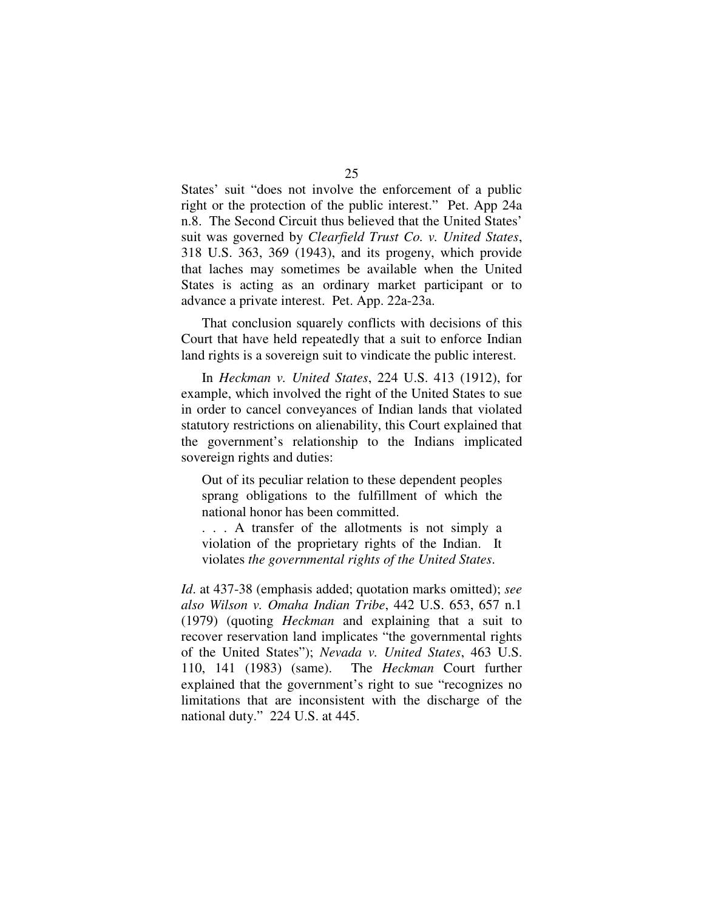States' suit "does not involve the enforcement of a public right or the protection of the public interest." Pet. App 24a n.8. The Second Circuit thus believed that the United States' suit was governed by *Clearfield Trust Co. v. United States*, 318 U.S. 363, 369 (1943), and its progeny, which provide that laches may sometimes be available when the United States is acting as an ordinary market participant or to advance a private interest. Pet. App. 22a-23a.

That conclusion squarely conflicts with decisions of this Court that have held repeatedly that a suit to enforce Indian land rights is a sovereign suit to vindicate the public interest.

In *Heckman v. United States*, 224 U.S. 413 (1912), for example, which involved the right of the United States to sue in order to cancel conveyances of Indian lands that violated statutory restrictions on alienability, this Court explained that the government's relationship to the Indians implicated sovereign rights and duties:

> Out of its peculiar relation to these dependent peoples sprang obligations to the fulfillment of which the national honor has been committed.
>
> . . . A transfer of the allotments is not simply a violation of the proprietary rights of the Indian. It violates *the governmental rights of the United States*.

*Id*. at 437-38 (emphasis added; quotation marks omitted); *see also Wilson v. Omaha Indian Tribe*, 442 U.S. 653, 657 n.1 (1979) (quoting *Heckman* and explaining that a suit to recover reservation land implicates "the governmental rights of the United States"); *Nevada v. United States*, 463 U.S. 110, 141 (1983) (same). The *Heckman* Court further explained that the government's right to sue "recognizes no limitations that are inconsistent with the discharge of the national duty." 224 U.S. at 445.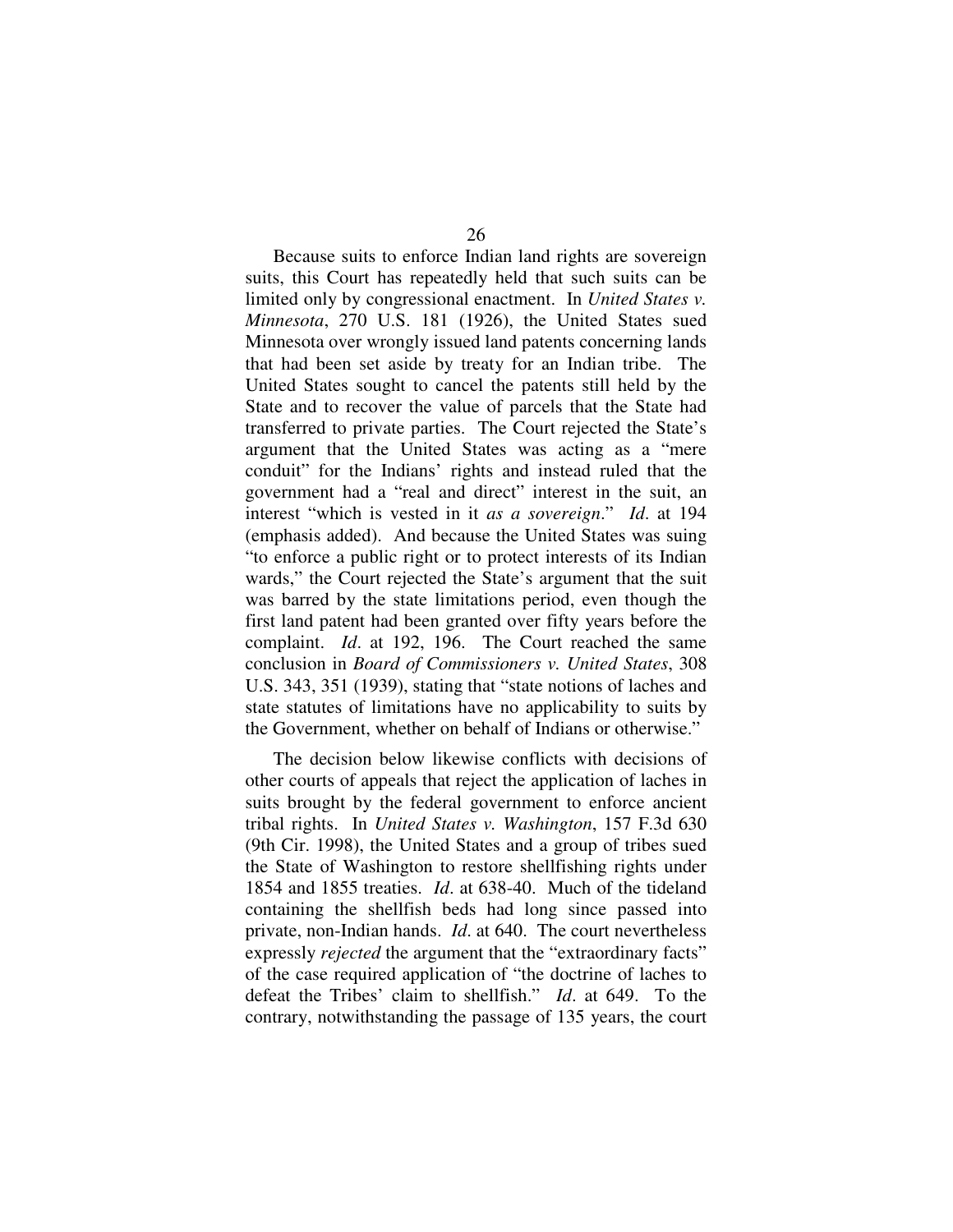Because suits to enforce Indian land rights are sovereign suits, this Court has repeatedly held that such suits can be limited only by congressional enactment. In *United States v. Minnesota*, 270 U.S. 181 (1926), the United States sued Minnesota over wrongly issued land patents concerning lands that had been set aside by treaty for an Indian tribe. The United States sought to cancel the patents still held by the State and to recover the value of parcels that the State had transferred to private parties. The Court rejected the State's argument that the United States was acting as a "mere conduit" for the Indians' rights and instead ruled that the government had a "real and direct" interest in the suit, an interest "which is vested in it *as a sovereign*." *Id*. at 194 (emphasis added). And because the United States was suing "to enforce a public right or to protect interests of its Indian wards," the Court rejected the State's argument that the suit was barred by the state limitations period, even though the first land patent had been granted over fifty years before the complaint. *Id*. at 192, 196. The Court reached the same conclusion in *Board of Commissioners v. United States*, 308 U.S. 343, 351 (1939), stating that "state notions of laches and state statutes of limitations have no applicability to suits by the Government, whether on behalf of Indians or otherwise."

The decision below likewise conflicts with decisions of other courts of appeals that reject the application of laches in suits brought by the federal government to enforce ancient tribal rights. In *United States v. Washington*, 157 F.3d 630 (9th Cir. 1998), the United States and a group of tribes sued the State of Washington to restore shellfishing rights under 1854 and 1855 treaties. *Id*. at 638-40. Much of the tideland containing the shellfish beds had long since passed into private, non-Indian hands. *Id*. at 640. The court nevertheless expressly *rejected* the argument that the "extraordinary facts" of the case required application of "the doctrine of laches to defeat the Tribes' claim to shellfish." *Id*. at 649. To the contrary, notwithstanding the passage of 135 years, the court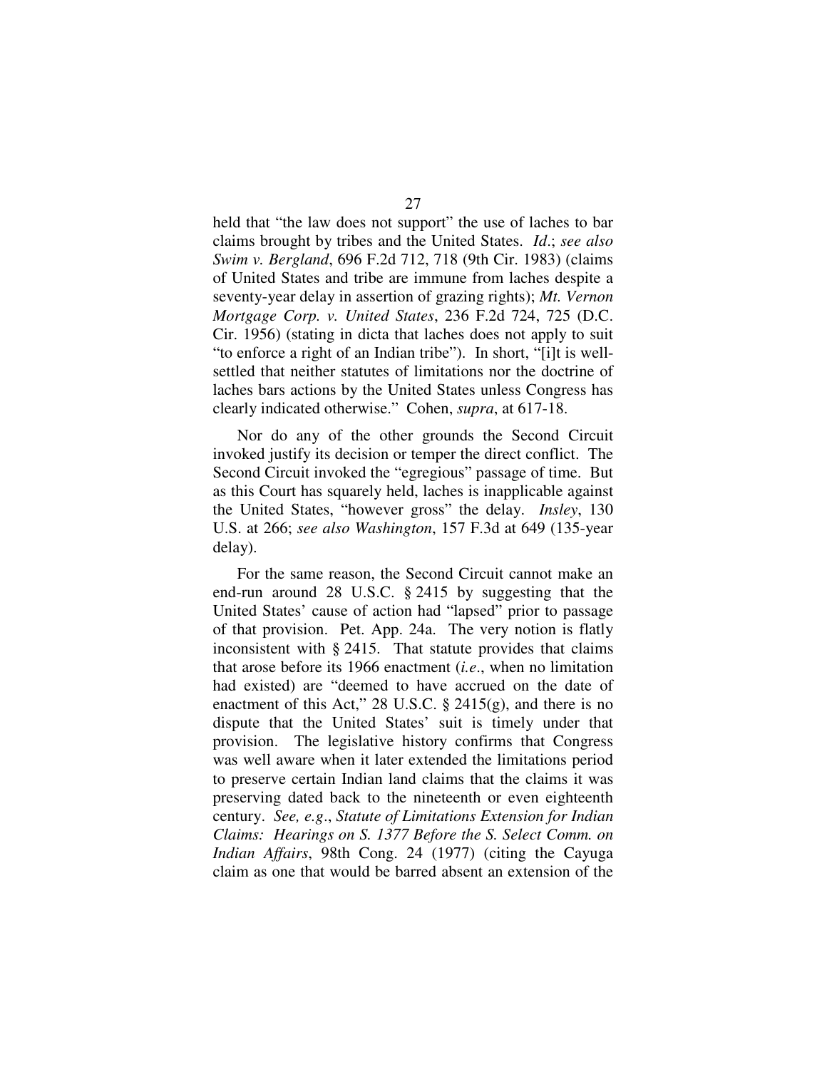held that "the law does not support" the use of laches to bar claims brought by tribes and the United States. *Id*.; *see also Swim v. Bergland*, 696 F.2d 712, 718 (9th Cir. 1983) (claims of United States and tribe are immune from laches despite a seventy-year delay in assertion of grazing rights); *Mt. Vernon Mortgage Corp. v. United States*, 236 F.2d 724, 725 (D.C. Cir. 1956) (stating in dicta that laches does not apply to suit "to enforce a right of an Indian tribe"). In short, "[i]t is well-settled that neither statutes of limitations nor the doctrine of laches bars actions by the United States unless Congress has clearly indicated otherwise." Cohen, *supra*, at 617-18.

Nor do any of the other grounds the Second Circuit invoked justify its decision or temper the direct conflict. The Second Circuit invoked the "egregious" passage of time. But as this Court has squarely held, laches is inapplicable against the United States, "however gross" the delay. *Insley*, 130 U.S. at 266; *see also Washington*, 157 F.3d at 649 (135-year delay).

For the same reason, the Second Circuit cannot make an end-run around 28 U.S.C. § 2415 by suggesting that the United States' cause of action had "lapsed" prior to passage of that provision. Pet. App. 24a. The very notion is flatly inconsistent with § 2415. That statute provides that claims that arose before its 1966 enactment (*i.e*., when no limitation had existed) are "deemed to have accrued on the date of enactment of this Act," 28 U.S.C. § 2415(g), and there is no dispute that the United States' suit is timely under that provision. The legislative history confirms that Congress was well aware when it later extended the limitations period to preserve certain Indian land claims that the claims it was preserving dated back to the nineteenth or even eighteenth century. *See, e.g*., *Statute of Limitations Extension for Indian Claims: Hearings on S. 1377 Before the S. Select Comm. on Indian Affairs*, 98th Cong. 24 (1977) (citing the Cayuga claim as one that would be barred absent an extension of the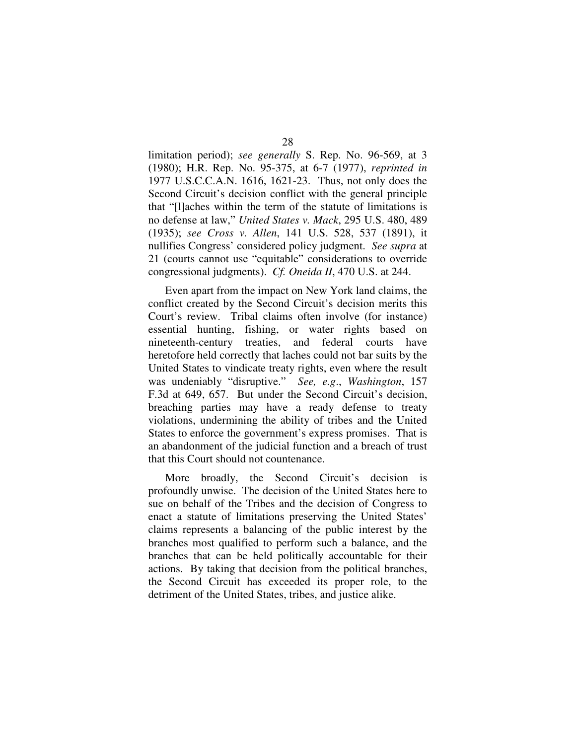limitation period); *see generally* S. Rep. No. 96-569, at 3 (1980); H.R. Rep. No. 95-375, at 6-7 (1977), *reprinted in* 1977 U.S.C.C.A.N. 1616, 1621-23. Thus, not only does the Second Circuit's decision conflict with the general principle that "[l]aches within the term of the statute of limitations is no defense at law," *United States v. Mack*, 295 U.S. 480, 489 (1935); *see Cross v. Allen*, 141 U.S. 528, 537 (1891), it nullifies Congress' considered policy judgment. *See supra* at 21 (courts cannot use "equitable" considerations to override congressional judgments). *Cf. Oneida II*, 470 U.S. at 244.

Even apart from the impact on New York land claims, the conflict created by the Second Circuit's decision merits this Court's review. Tribal claims often involve (for instance) essential hunting, fishing, or water rights based on nineteenth-century treaties, and federal courts have heretofore held correctly that laches could not bar suits by the United States to vindicate treaty rights, even where the result was undeniably "disruptive." *See, e.g.*, *Washington*, 157 F.3d at 649, 657. But under the Second Circuit's decision, breaching parties may have a ready defense to treaty violations, undermining the ability of tribes and the United States to enforce the government's express promises. That is an abandonment of the judicial function and a breach of trust that this Court should not countenance.

More broadly, the Second Circuit's decision is profoundly unwise. The decision of the United States here to sue on behalf of the Tribes and the decision of Congress to enact a statute of limitations preserving the United States' claims represents a balancing of the public interest by the branches most qualified to perform such a balance, and the branches that can be held politically accountable for their actions. By taking that decision from the political branches, the Second Circuit has exceeded its proper role, to the detriment of the United States, tribes, and justice alike.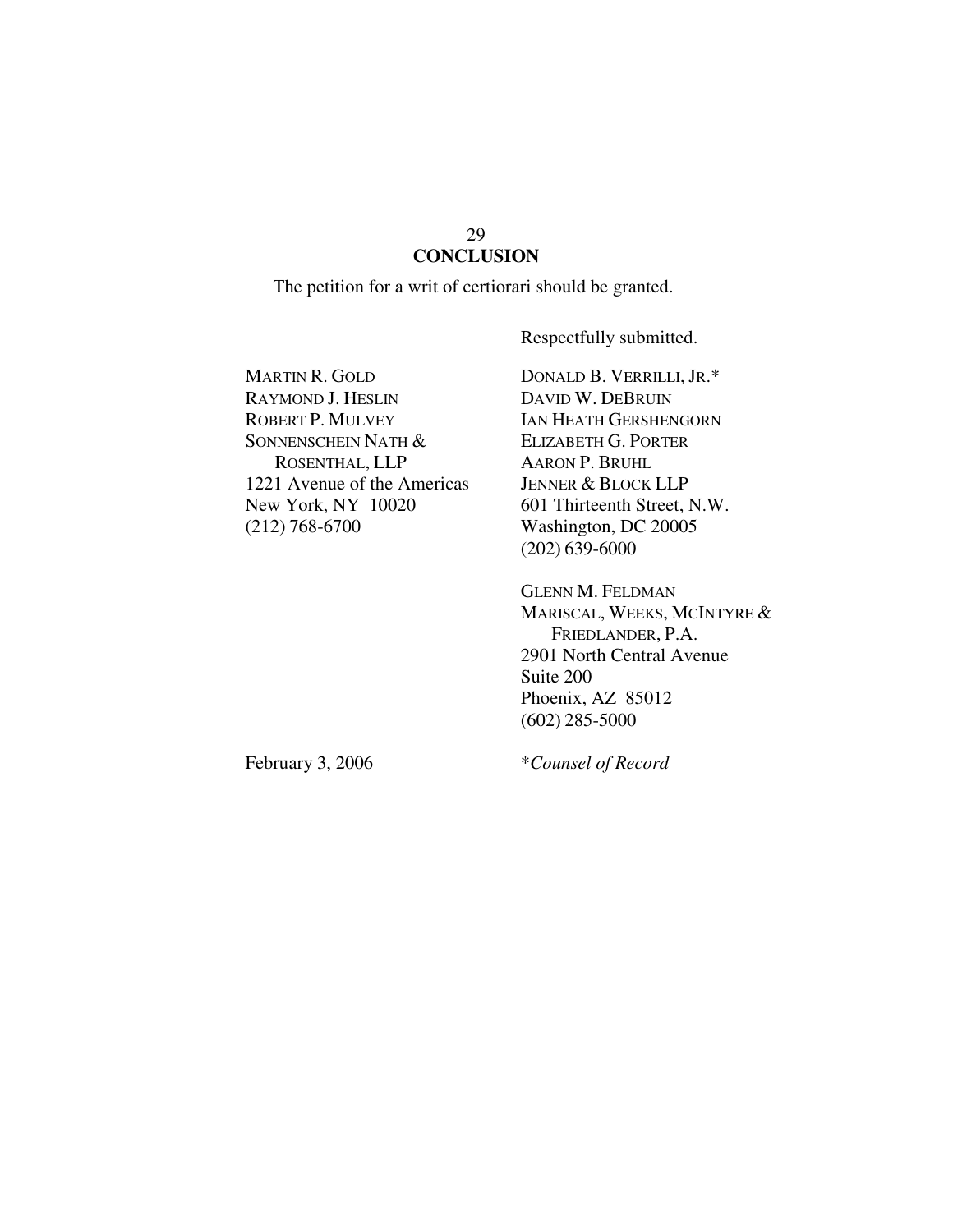## CONCLUSION

The petition for a writ of certiorari should be granted.

Respectfully submitted.

MARTIN R. GOLD
RAYMOND J. HESLIN
ROBERT P. MULVEY
SONNENSCHEIN NATH & ROSENTHAL, LLP
1221 Avenue of the Americas
New York, NY 10020
(212) 768-6700

DONALD B. VERRILLI, JR.*
DAVID W. DEBRUIN
IAN HEATH GERSHENGORN
ELIZABETH G. PORTER
AARON P. BRUHL
JENNER & BLOCK LLP
601 Thirteenth Street, N.W.
Washington, DC 20005
(202) 639-6000

GLENN M. FELDMAN
MARISCAL, WEEKS, MCINTYRE & FRIEDLANDER, P.A.
2901 North Central Avenue
Suite 200
Phoenix, AZ 85012
(602) 285-5000

February 3, 2006

**Counsel of Record*